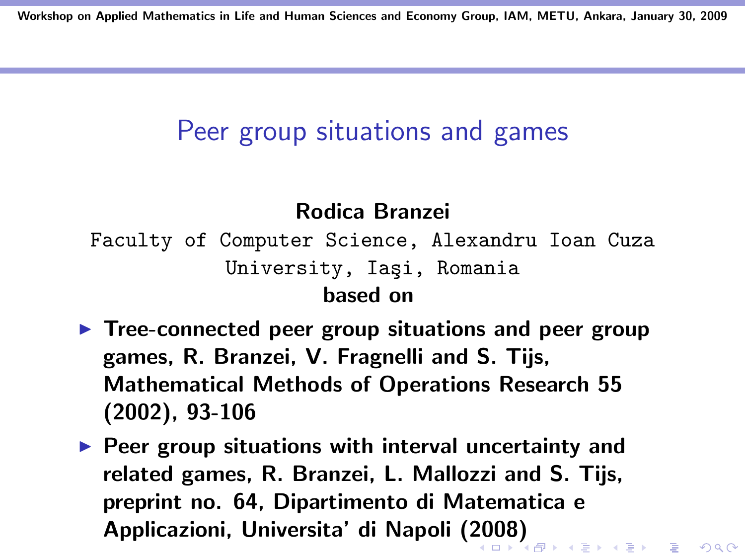# Peer group situations and games

**Rodica Branzei**

Faculty of Computer Science, Alexandru Ioan Cuza University, Iaşi, Romania

**based on**

- **Tree-connected peer group situations and peer group games, R. Branzei, V. Fragnelli and S. Tijs, Mathematical Methods of Operations Research 55 (2002), 93-106**
- **Peer group situations with interval uncertainty and related games, R. Branzei, L. Mallozzi and S. Tijs, preprint no. 64, Dipartimento di Matematica e Applicazioni, Universita' di Napoli (2008)**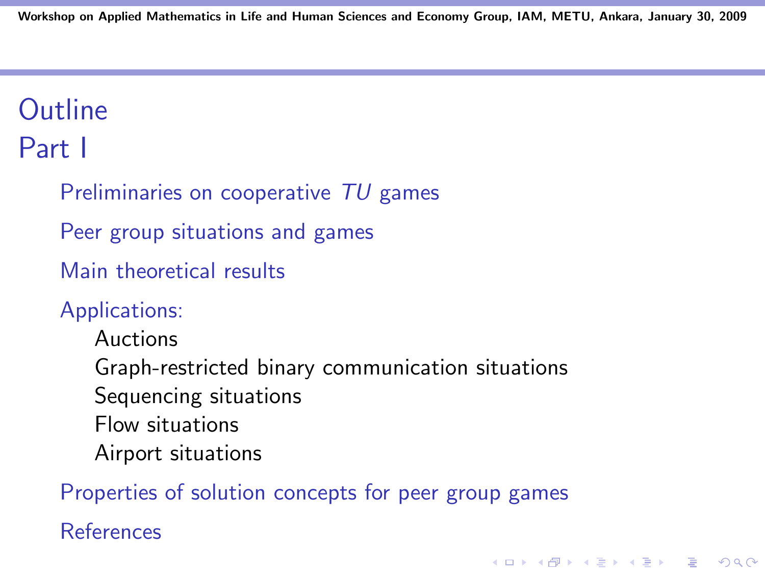# Outline

## Part I

- Preliminaries on cooperative *TU* games
- Peer group situations and games
- Main theoretical results
- Applications:
  - Auctions
  - Graph-restricted binary communication situations
  - Sequencing situations
  - Flow situations
  - Airport situations
- Properties of solution concepts for peer group games
- References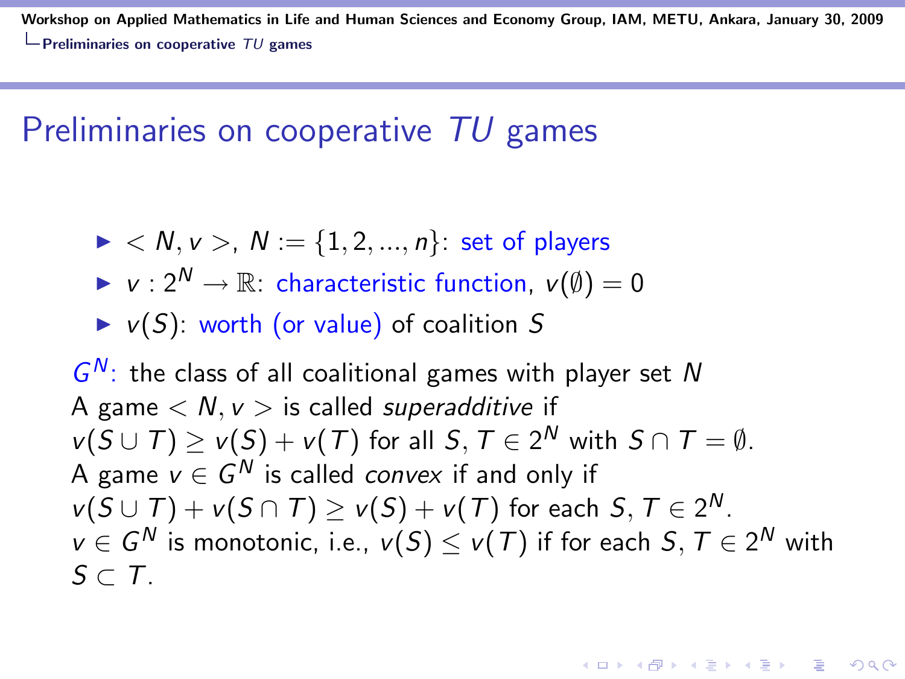# Preliminaries on cooperative $TU$ games

- $< N, v >$, $N := \{1, 2, ..., n\}$: set of players
- $v : 2^N \to \mathbb{R}$: characteristic function, $v(\emptyset) = 0$
- $v(S)$: worth (or value) of coalition $S$

$G^N$: the class of all coalitional games with player set $N$
A game $< N, v >$ is called *superadditive* if
$v(S \cup T) \geq v(S) + v(T)$ for all $S, T \in 2^N$ with $S \cap T = \emptyset$.
A game $v \in G^N$ is called *convex* if and only if
$v(S \cup T) + v(S \cap T) \geq v(S) + v(T)$ for each $S, T \in 2^N$.
$v \in G^N$ is monotonic, i.e., $v(S) \leq v(T)$ if for each $S, T \in 2^N$ with $S \subset T$.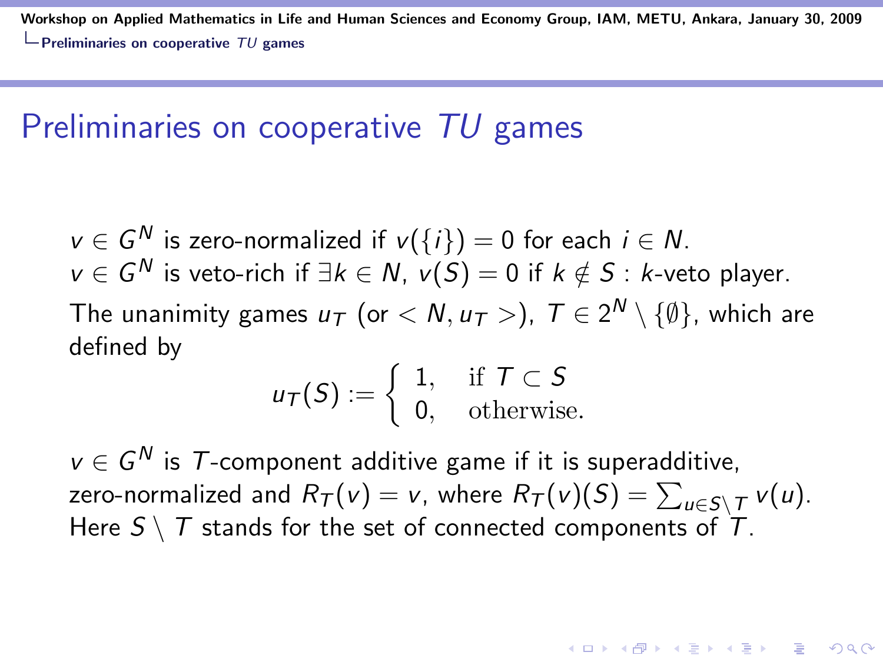# Preliminaries on cooperative $TU$ games

$v \in G^N$ is zero-normalized if $v(\{i\}) = 0$ for each $i \in N$.
$v \in G^N$ is veto-rich if $\exists k \in N$, $v(S) = 0$ if $k \notin S$ : $k$-veto player.

The unanimity games $u_T$ (or $< N, u_T >$), $T \in 2^N \setminus \{\emptyset\}$, which are defined by

$$u_T(S) := \begin{cases} 1, & \text{if } T \subset S \\ 0, & \text{otherwise.} \end{cases}$$

$v \in G^N$ is $T$-component additive game if it is superadditive, zero-normalized and $R_T(v) = v$, where $R_T(v)(S) = \sum_{u \in S \setminus T} v(u)$. Here $S \setminus T$ stands for the set of connected components of $T$.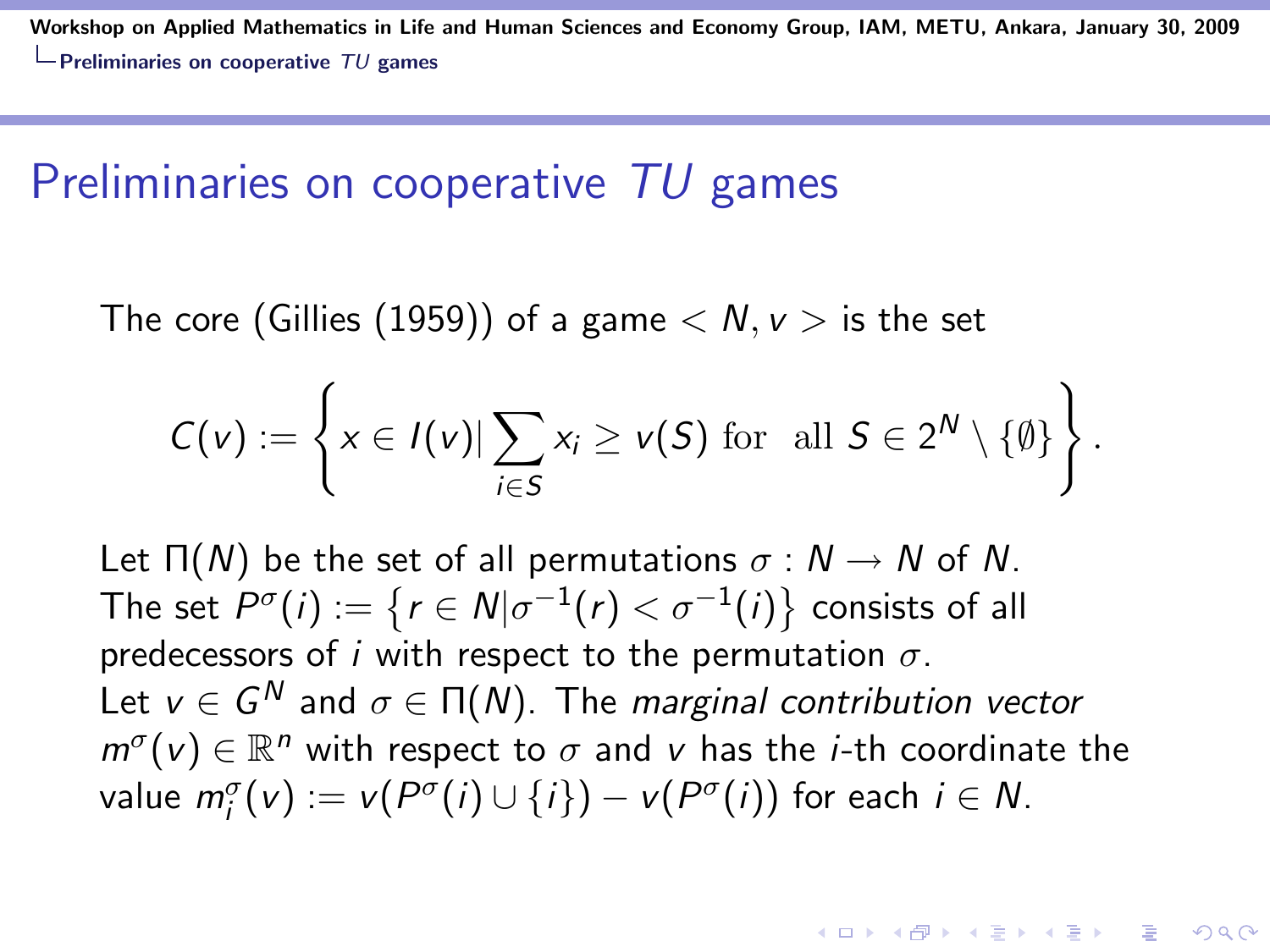# Preliminaries on cooperative *TU* games

The core (Gillies (1959)) of a game $< N, v >$ is the set

$$C(v) := \left\{ x \in I(v) | \sum_{i \in S} x_i \geq v(S) \text{ for all } S \in 2^N \setminus \{\emptyset\} \right\}.$$

Let $\Pi(N)$ be the set of all permutations $\sigma : N \to N$ of $N$.
The set $P^\sigma(i) := \left\{ r \in N | \sigma^{-1}(r) < \sigma^{-1}(i) \right\}$ consists of all predecessors of $i$ with respect to the permutation $\sigma$.
Let $v \in G^N$ and $\sigma \in \Pi(N)$. The *marginal contribution vector* $m^\sigma(v) \in \mathbb{R}^n$ with respect to $\sigma$ and $v$ has the $i$-th coordinate the value $m_i^\sigma(v) := v(P^\sigma(i) \cup \{i\}) - v(P^\sigma(i))$ for each $i \in N$.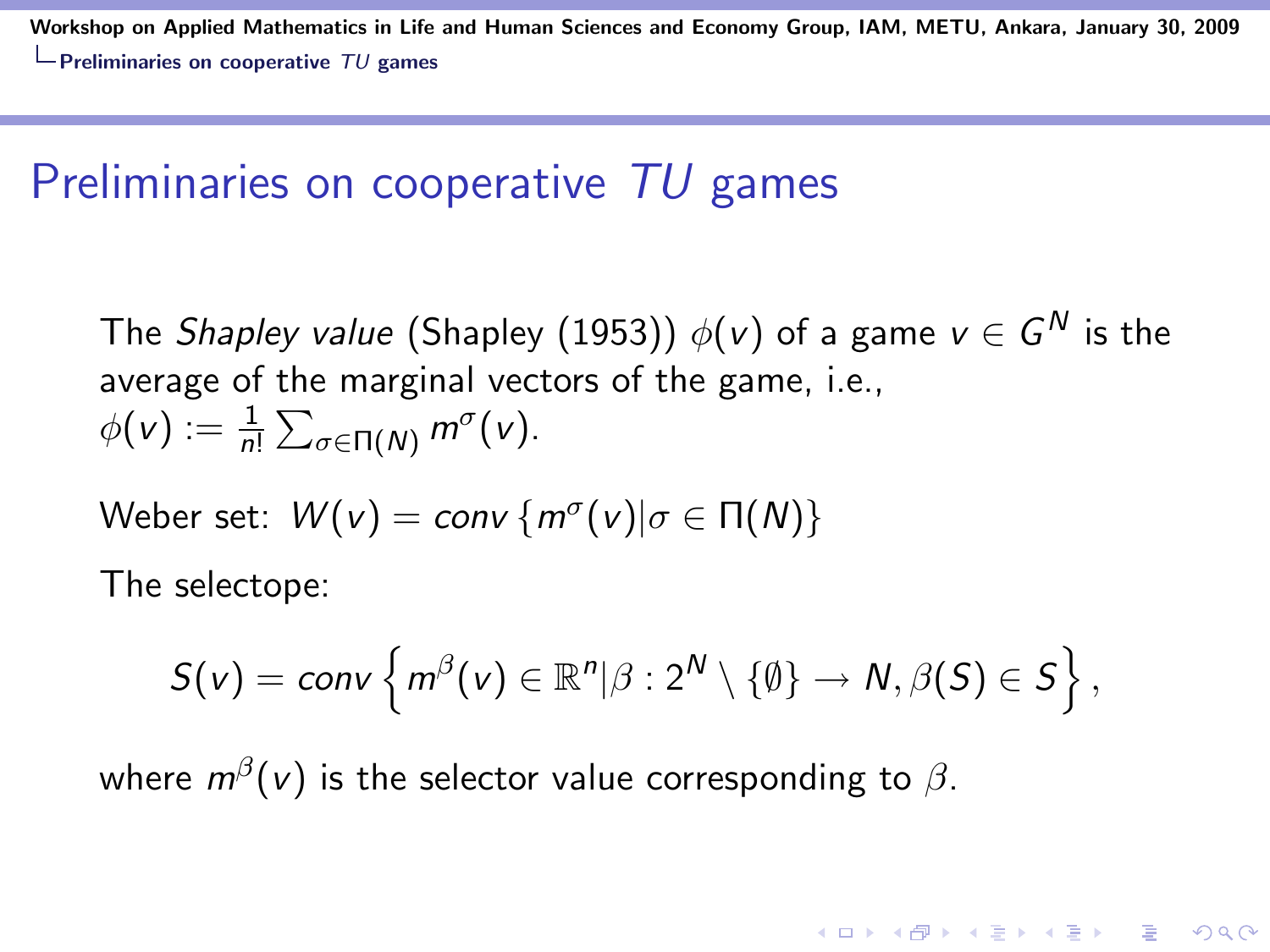# Preliminaries on cooperative *TU* games

The *Shapley value* (Shapley (1953)) $\phi(v)$ of a game $v \in G^N$ is the average of the marginal vectors of the game, i.e., $\phi(v) := \frac{1}{n!} \sum_{\sigma \in \Pi(N)} m^{\sigma}(v)$.

Weber set: $W(v) = conv\left\{m^{\sigma}(v) | \sigma \in \Pi(N)\right\}$

The selectope:

$$S(v) = conv\left\{m^{\beta}(v) \in \mathbb{R}^n | \beta : 2^N \setminus \{\emptyset\} \rightarrow N, \beta(S) \in S\right\},$$

where $m^{\beta}(v)$ is the selector value corresponding to $\beta$.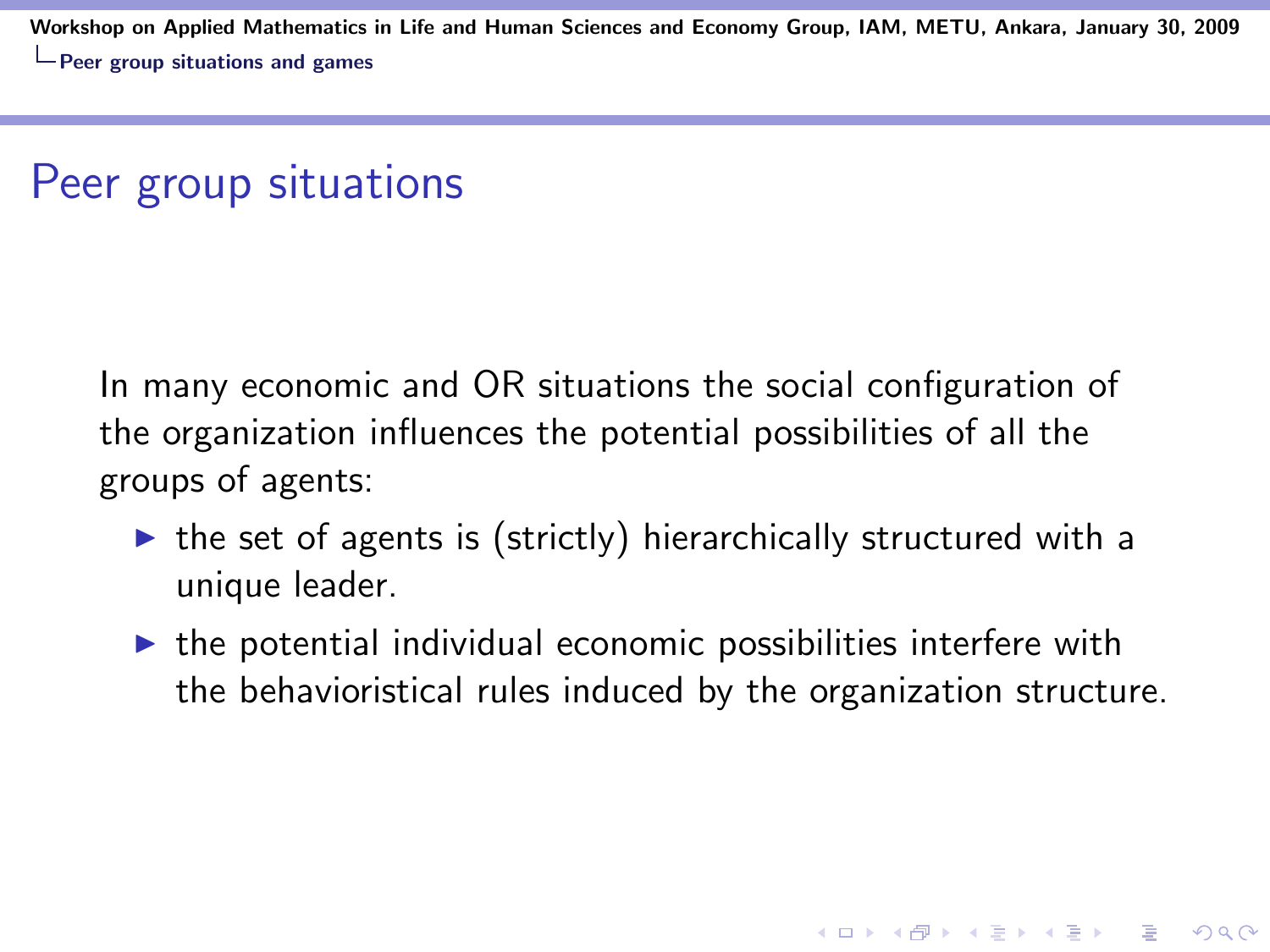# Peer group situations

In many economic and OR situations the social configuration of the organization influences the potential possibilities of all the groups of agents:

- the set of agents is (strictly) hierarchically structured with a unique leader.
- the potential individual economic possibilities interfere with the behavioristical rules induced by the organization structure.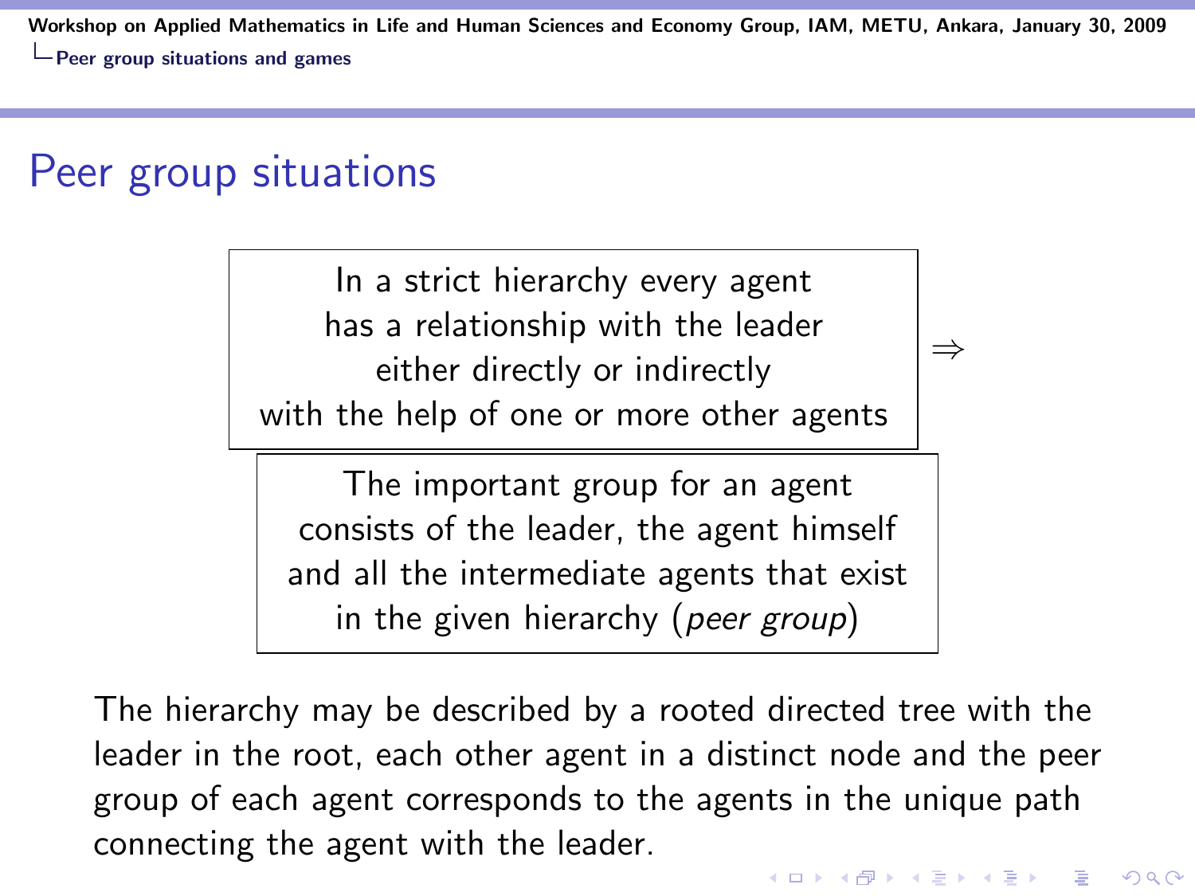# Peer group situations

In a strict hierarchy every agent has a relationship with the leader either directly or indirectly with the help of one or more other agents $\Rightarrow$

The important group for an agent consists of the leader, the agent himself and all the intermediate agents that exist in the given hierarchy (*peer group*)

The hierarchy may be described by a rooted directed tree with the leader in the root, each other agent in a distinct node and the peer group of each agent corresponds to the agents in the unique path connecting the agent with the leader.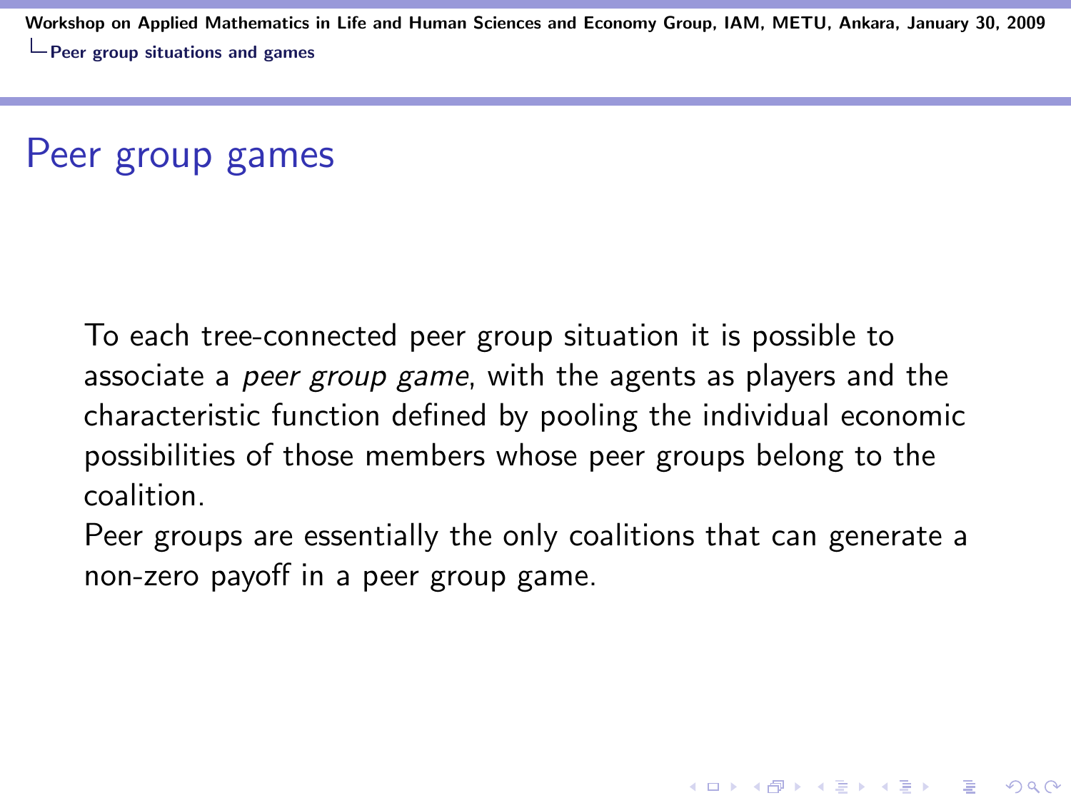# Peer group games

To each tree-connected peer group situation it is possible to associate a *peer group game*, with the agents as players and the characteristic function defined by pooling the individual economic possibilities of those members whose peer groups belong to the coalition.

Peer groups are essentially the only coalitions that can generate a non-zero payoff in a peer group game.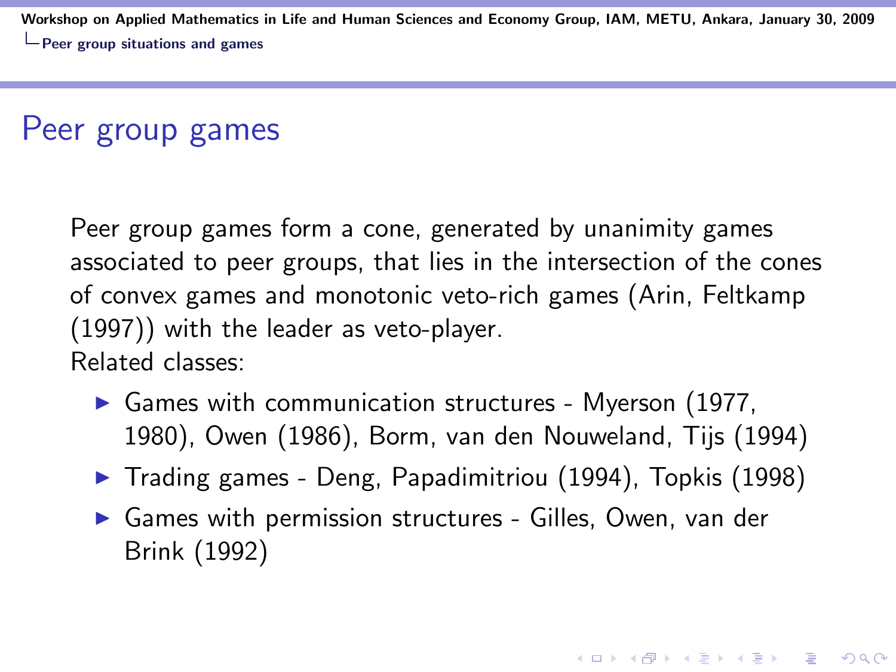# Peer group games

Peer group games form a cone, generated by unanimity games associated to peer groups, that lies in the intersection of the cones of convex games and monotonic veto-rich games (Arin, Feltkamp (1997)) with the leader as veto-player.
Related classes:

- Games with communication structures - Myerson (1977, 1980), Owen (1986), Borm, van den Nouweland, Tijs (1994)
- Trading games - Deng, Papadimitriou (1994), Topkis (1998)
- Games with permission structures - Gilles, Owen, van der Brink (1992)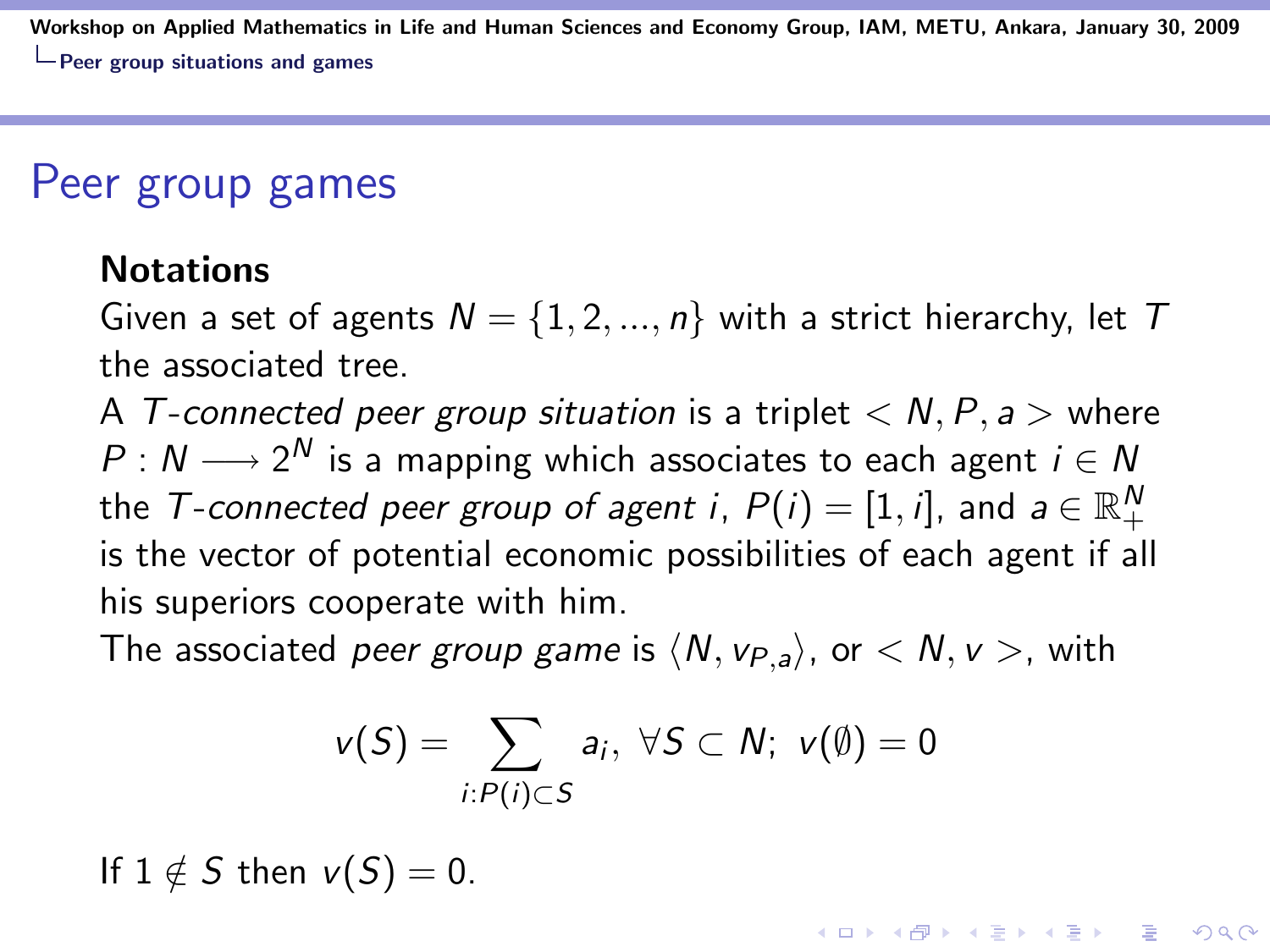# Peer group games

**Notations**

Given a set of agents $N = \{1, 2, ..., n\}$ with a strict hierarchy, let $T$ the associated tree.

A *T-connected peer group situation* is a triplet $< N, P, a >$ where $P : N \longrightarrow 2^N$ is a mapping which associates to each agent $i \in N$ the *T-connected peer group of agent i*, $P(i) = [1, i]$, and $a \in \mathbb{R}_+^N$ is the vector of potential economic possibilities of each agent if all his superiors cooperate with him.

The associated *peer group game* is $\langle N, v_{P,a} \rangle$, or $< N, v >$, with

$$v(S) = \sum_{i:P(i) \subset S} a_i, \ \forall S \subset N; \ v(\emptyset) = 0$$

If $1 \notin S$ then $v(S) = 0$.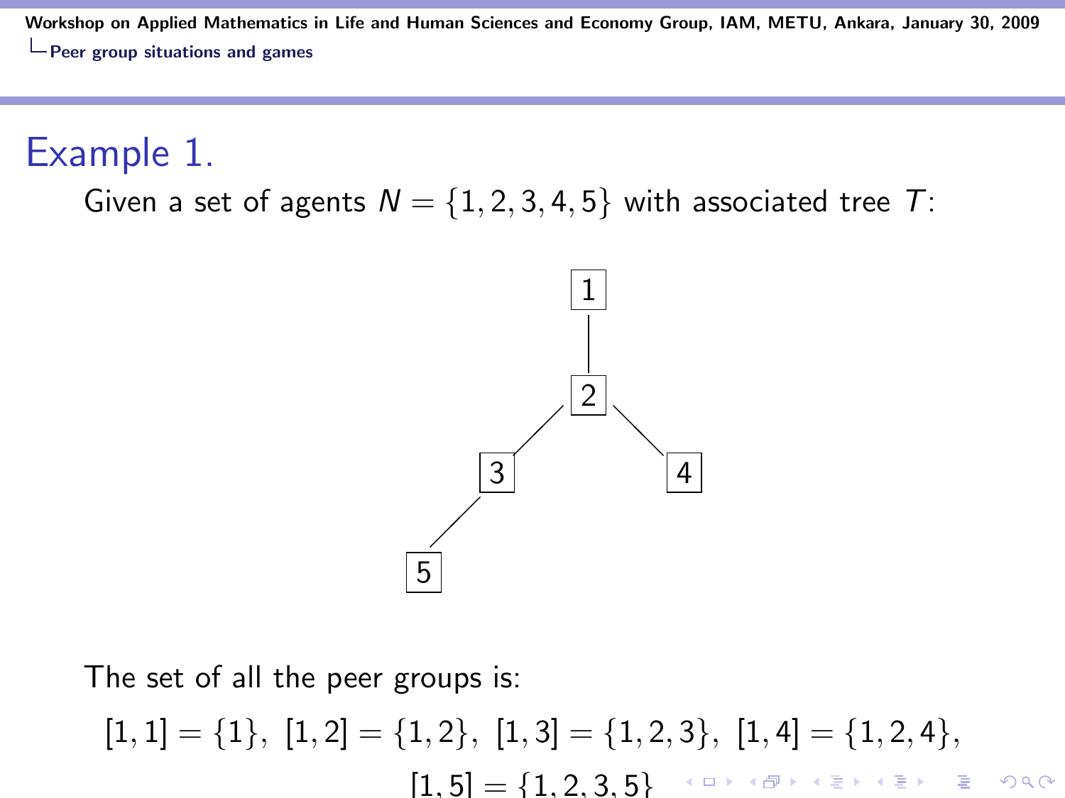## Example 1.

Given a set of agents $N = \{1, 2, 3, 4, 5\}$ with associated tree $T$:

The set of all the peer groups is:

$$[1,1] = \{1\},\ [1,2] = \{1,2\},\ [1,3] = \{1,2,3\},\ [1,4] = \{1,2,4\},$$

$$[1,5] = \{1,2,3,5\}$$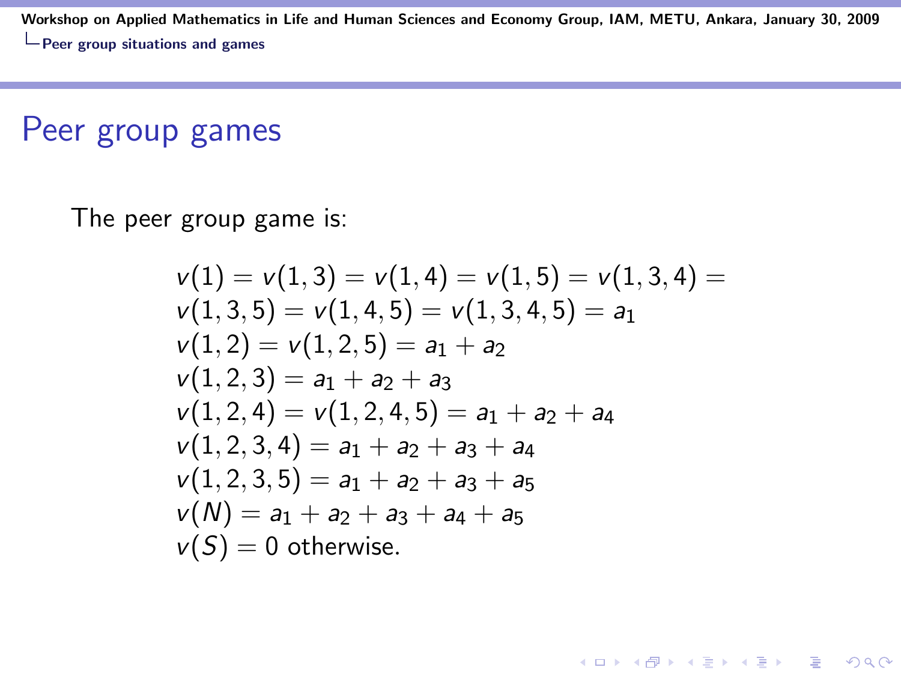## Peer group games

The peer group game is:

$$
\begin{aligned}
&v(1) = v(1,3) = v(1,4) = v(1,5) = v(1,3,4) = \\
&v(1,3,5) = v(1,4,5) = v(1,3,4,5) = a_1 \\
&v(1,2) = v(1,2,5) = a_1 + a_2 \\
&v(1,2,3) = a_1 + a_2 + a_3 \\
&v(1,2,4) = v(1,2,4,5) = a_1 + a_2 + a_4 \\
&v(1,2,3,4) = a_1 + a_2 + a_3 + a_4 \\
&v(1,2,3,5) = a_1 + a_2 + a_3 + a_5 \\
&v(N) = a_1 + a_2 + a_3 + a_4 + a_5 \\
&v(S) = 0 \text{ otherwise.}
\end{aligned}
$$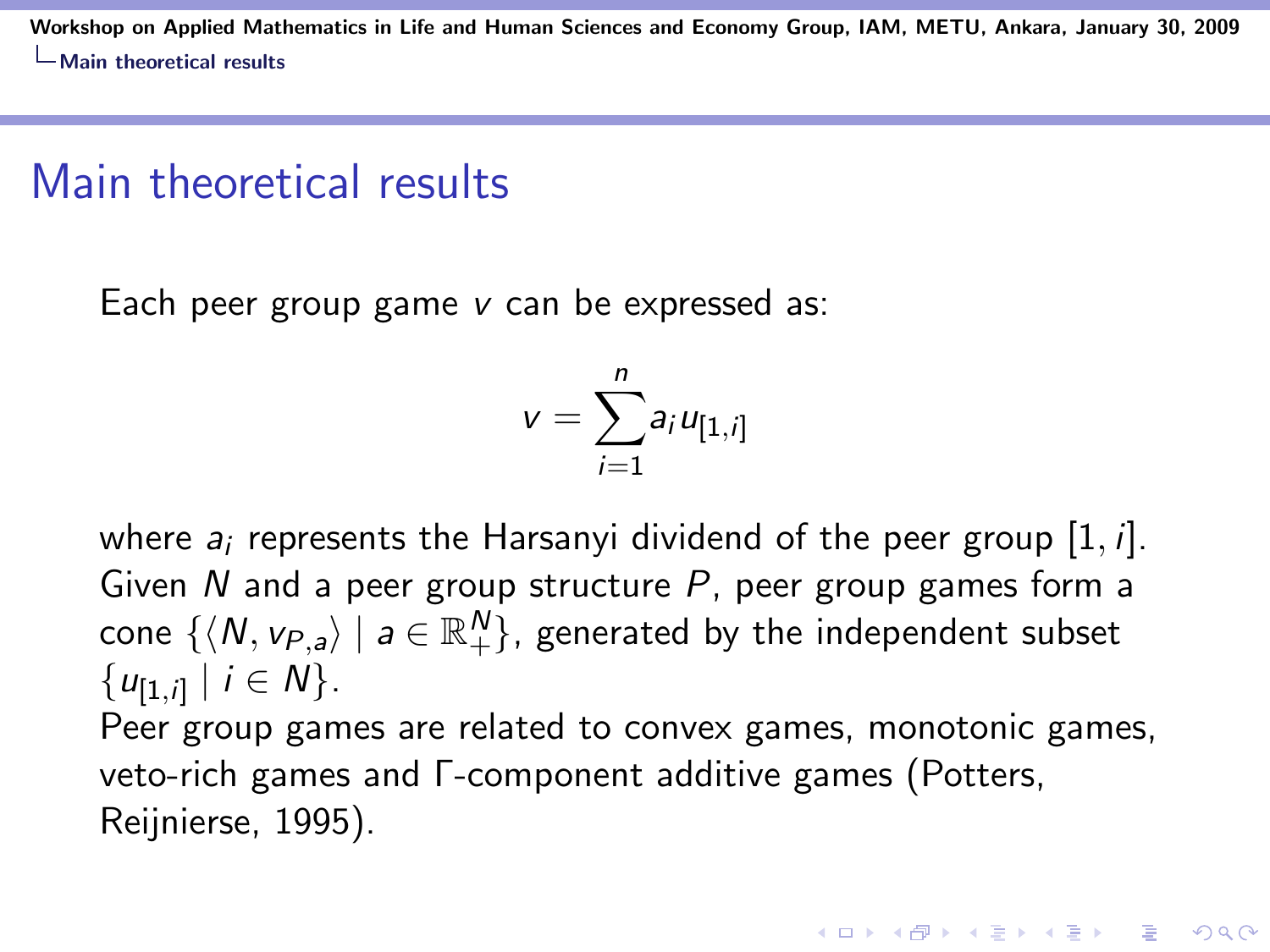# Main theoretical results

Each peer group game $v$ can be expressed as:

$$v = \sum_{i=1}^{n} a_i u_{[1,i]}$$

where $a_i$ represents the Harsanyi dividend of the peer group $[1, i]$.
Given $N$ and a peer group structure $P$, peer group games form a cone $\{\langle N, v_{P,a}\rangle \mid a \in \mathbb{R}_+^N\}$, generated by the independent subset $\{u_{[1,i]} \mid i \in N\}$.
Peer group games are related to convex games, monotonic games, veto-rich games and Γ-component additive games (Potters, Reijnierse, 1995).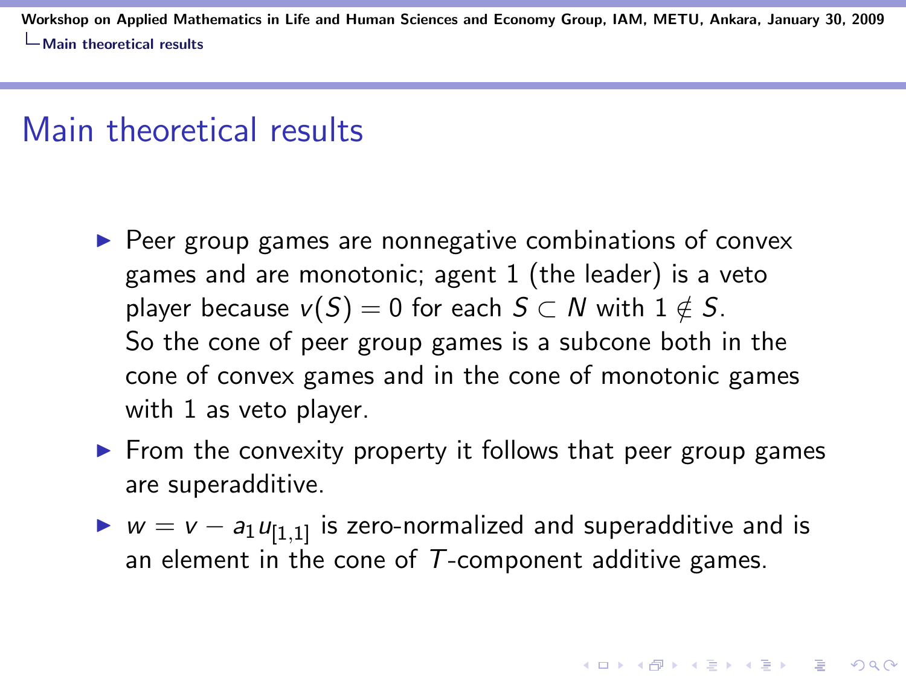# Main theoretical results

- Peer group games are nonnegative combinations of convex games and are monotonic; agent 1 (the leader) is a veto player because $v(S) = 0$ for each $S \subset N$ with $1 \notin S$.
  So the cone of peer group games is a subcone both in the cone of convex games and in the cone of monotonic games with 1 as veto player.
- From the convexity property it follows that peer group games are superadditive.
- $w = v - a_1 u_{[1,1]}$ is zero-normalized and superadditive and is an element in the cone of $T$-component additive games.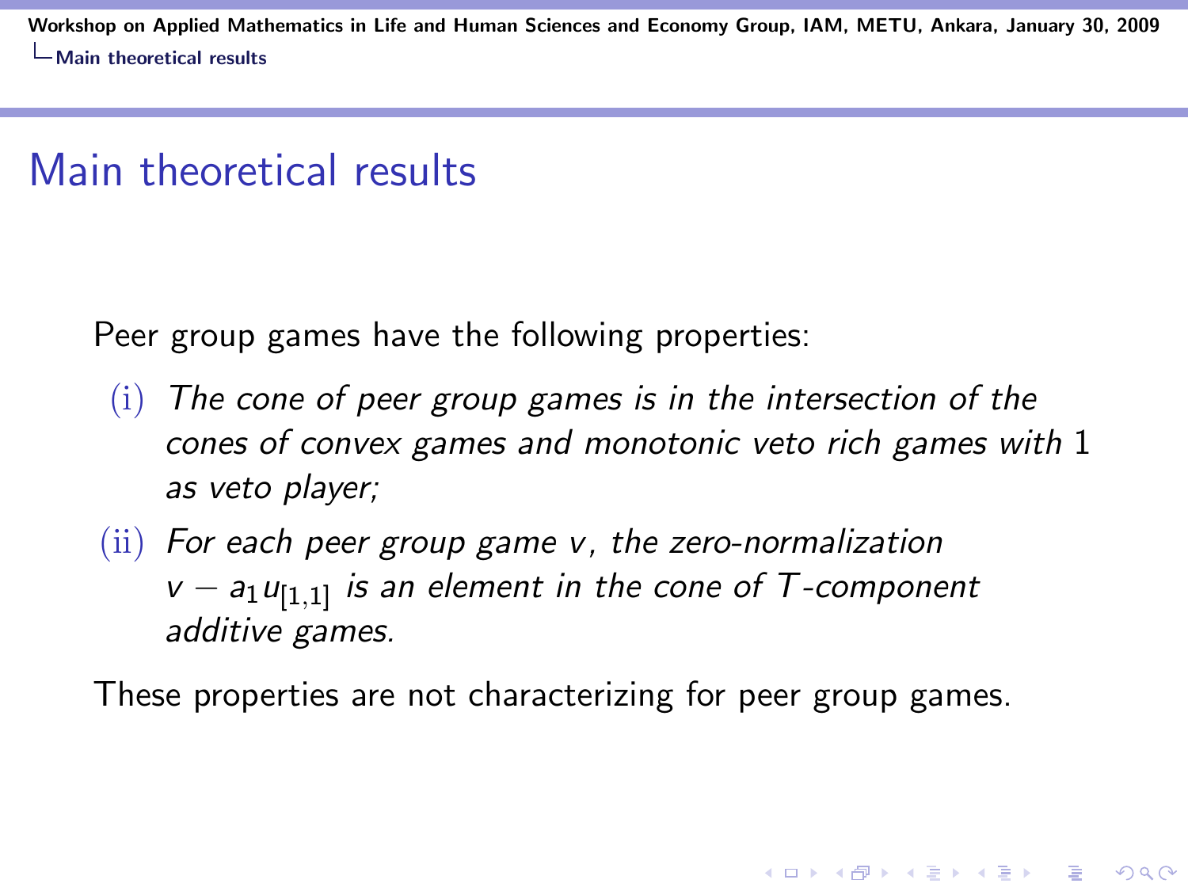# Main theoretical results

Peer group games have the following properties:

(i) *The cone of peer group games is in the intersection of the cones of convex games and monotonic veto rich games with* $1$ *as veto player;*

(ii) *For each peer group game* $v$*, the zero-normalization* $v - a_1 u_{[1,1]}$ *is an element in the cone of* $T$*-component additive games.*

These properties are not characterizing for peer group games.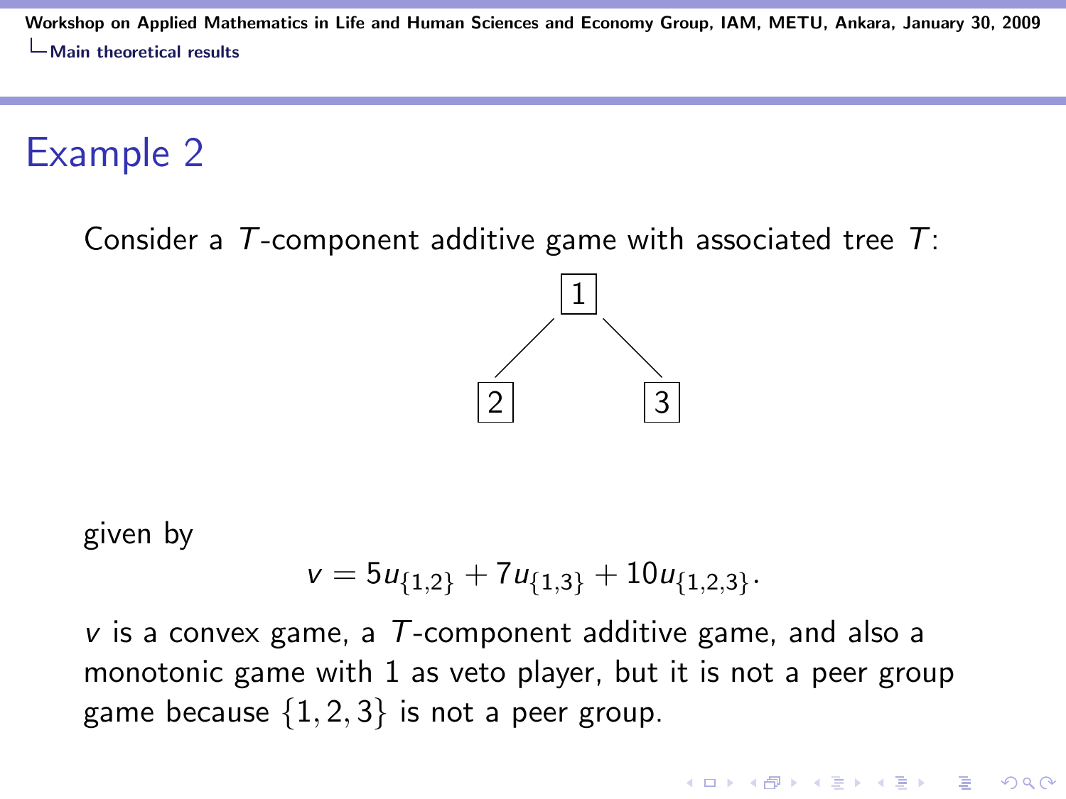# Example 2

Consider a $T$-component additive game with associated tree $T$:

```
      1
     / \
    2   3
```

given by

$$v = 5u_{\{1,2\}} + 7u_{\{1,3\}} + 10u_{\{1,2,3\}}.$$

$v$ is a convex game, a $T$-component additive game, and also a monotonic game with 1 as veto player, but it is not a peer group game because $\{1, 2, 3\}$ is not a peer group.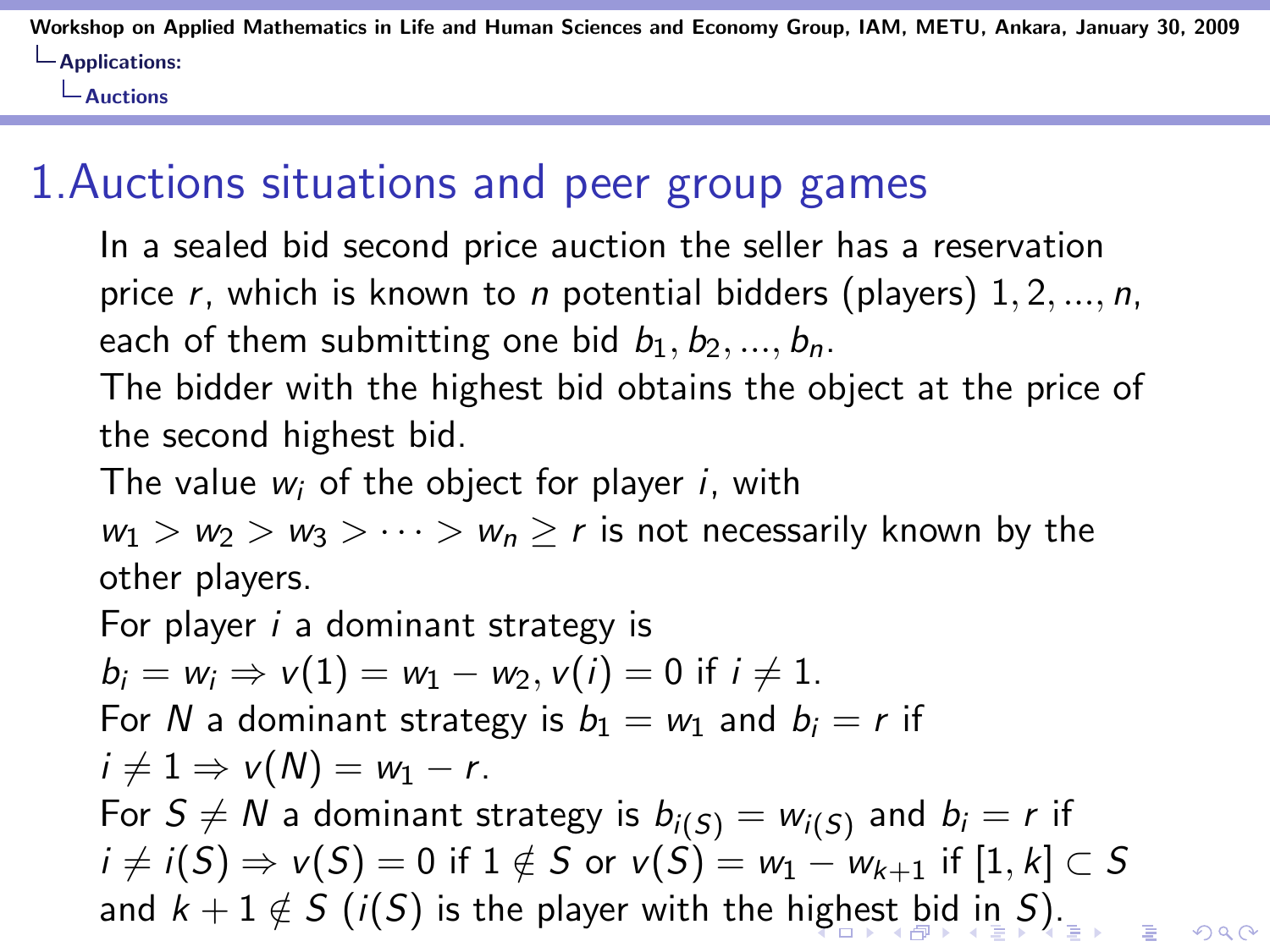# 1.Auctions situations and peer group games

In a sealed bid second price auction the seller has a reservation price $r$, which is known to $n$ potential bidders (players) $1, 2, ..., n$, each of them submitting one bid $b_1, b_2, ..., b_n$.

The bidder with the highest bid obtains the object at the price of the second highest bid.

The value $w_i$ of the object for player $i$, with $w_1 > w_2 > w_3 > \cdots > w_n \geq r$ is not necessarily known by the other players.

For player $i$ a dominant strategy is $b_i = w_i \Rightarrow v(1) = w_1 - w_2, v(i) = 0$ if $i \neq 1$.

For $N$ a dominant strategy is $b_1 = w_1$ and $b_i = r$ if $i \neq 1 \Rightarrow v(N) = w_1 - r$.

For $S \neq N$ a dominant strategy is $b_{i(S)} = w_{i(S)}$ and $b_i = r$ if $i \neq i(S) \Rightarrow v(S) = 0$ if $1 \notin S$ or $v(S) = w_1 - w_{k+1}$ if $[1, k] \subset S$ and $k + 1 \notin S$ ($i(S)$ is the player with the highest bid in $S$).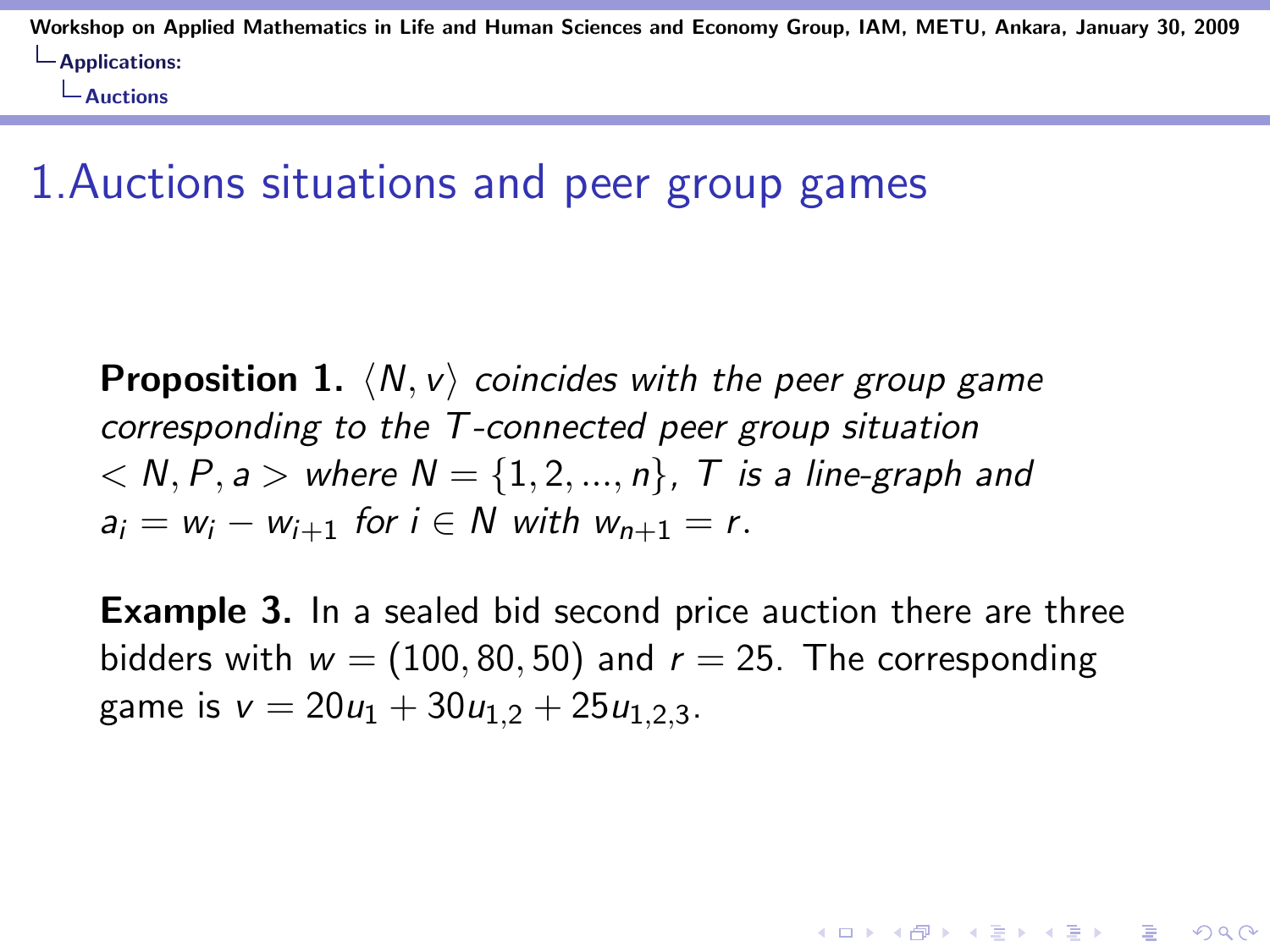# 1.Auctions situations and peer group games

**Proposition 1.** *$\langle N, v\rangle$ coincides with the peer group game corresponding to the $T$-connected peer group situation $< N, P, a >$ where $N = \{1, 2, ..., n\}$, $T$ is a line-graph and $a_i = w_i - w_{i+1}$ for $i \in N$ with $w_{n+1} = r$.*

**Example 3.** In a sealed bid second price auction there are three bidders with $w = (100, 80, 50)$ and $r = 25$. The corresponding game is $v = 20u_1 + 30u_{1,2} + 25u_{1,2,3}$.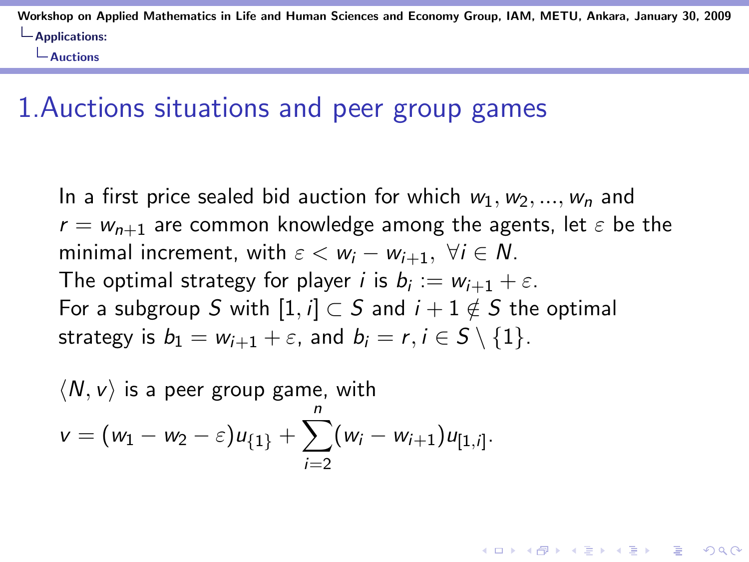# 1.Auctions situations and peer group games

In a first price sealed bid auction for which $w_1, w_2, ..., w_n$ and $r = w_{n+1}$ are common knowledge among the agents, let $\varepsilon$ be the minimal increment, with $\varepsilon < w_i - w_{i+1},\ \forall i \in N$.
The optimal strategy for player $i$ is $b_i := w_{i+1} + \varepsilon$.
For a subgroup $S$ with $[1, i] \subset S$ and $i + 1 \notin S$ the optimal strategy is $b_1 = w_{i+1} + \varepsilon$, and $b_i = r, i \in S \setminus \{1\}$.

$\langle N, v \rangle$ is a peer group game, with

$$v = (w_1 - w_2 - \varepsilon)u_{\{1\}} + \sum_{i=2}^{n} (w_i - w_{i+1})u_{[1,i]}.$$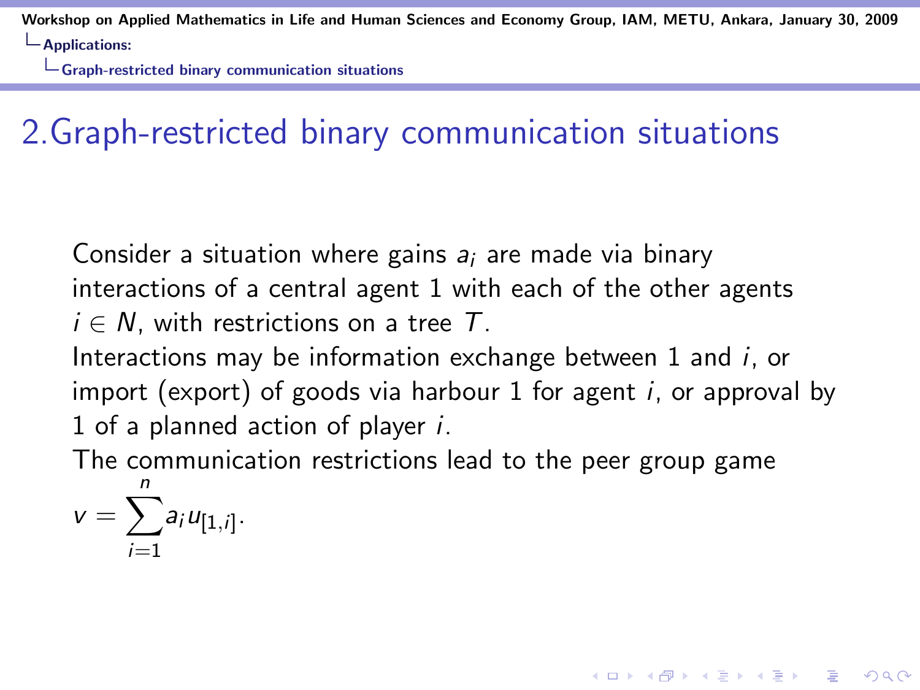## 2.Graph-restricted binary communication situations

Consider a situation where gains $a_i$ are made via binary interactions of a central agent 1 with each of the other agents $i \in N$, with restrictions on a tree $T$.

Interactions may be information exchange between 1 and $i$, or import (export) of goods via harbour 1 for agent $i$, or approval by 1 of a planned action of player $i$.

The communication restrictions lead to the peer group game

$$v = \sum_{i=1}^{n} a_i u_{[1,i]}.$$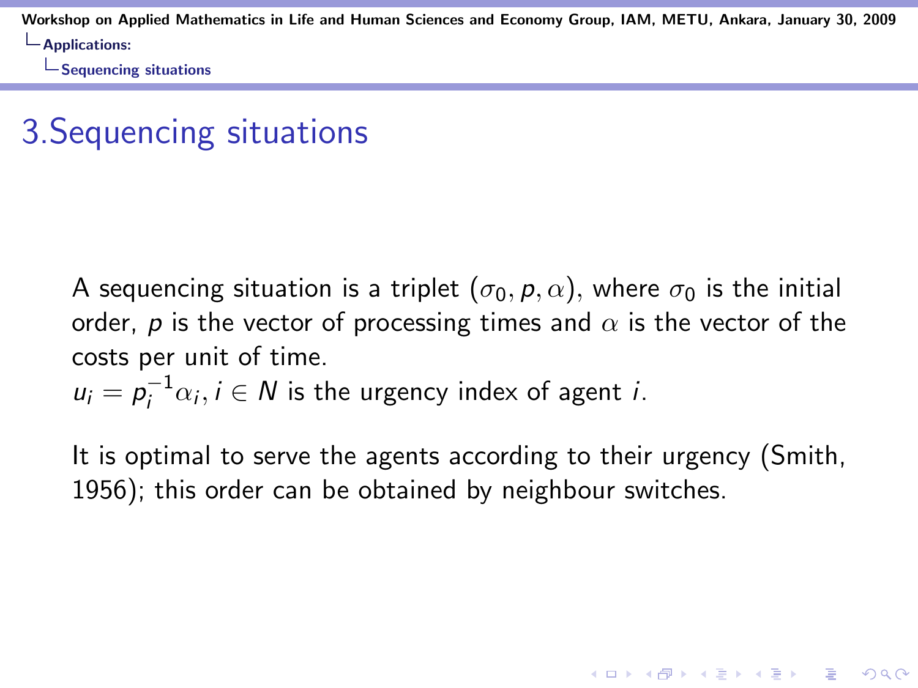# 3.Sequencing situations

A sequencing situation is a triplet $(\sigma_0, p, \alpha)$, where $\sigma_0$ is the initial order, $p$ is the vector of processing times and $\alpha$ is the vector of the costs per unit of time.

$u_i = p_i^{-1}\alpha_i, i \in N$ is the urgency index of agent $i$.

It is optimal to serve the agents according to their urgency (Smith, 1956); this order can be obtained by neighbour switches.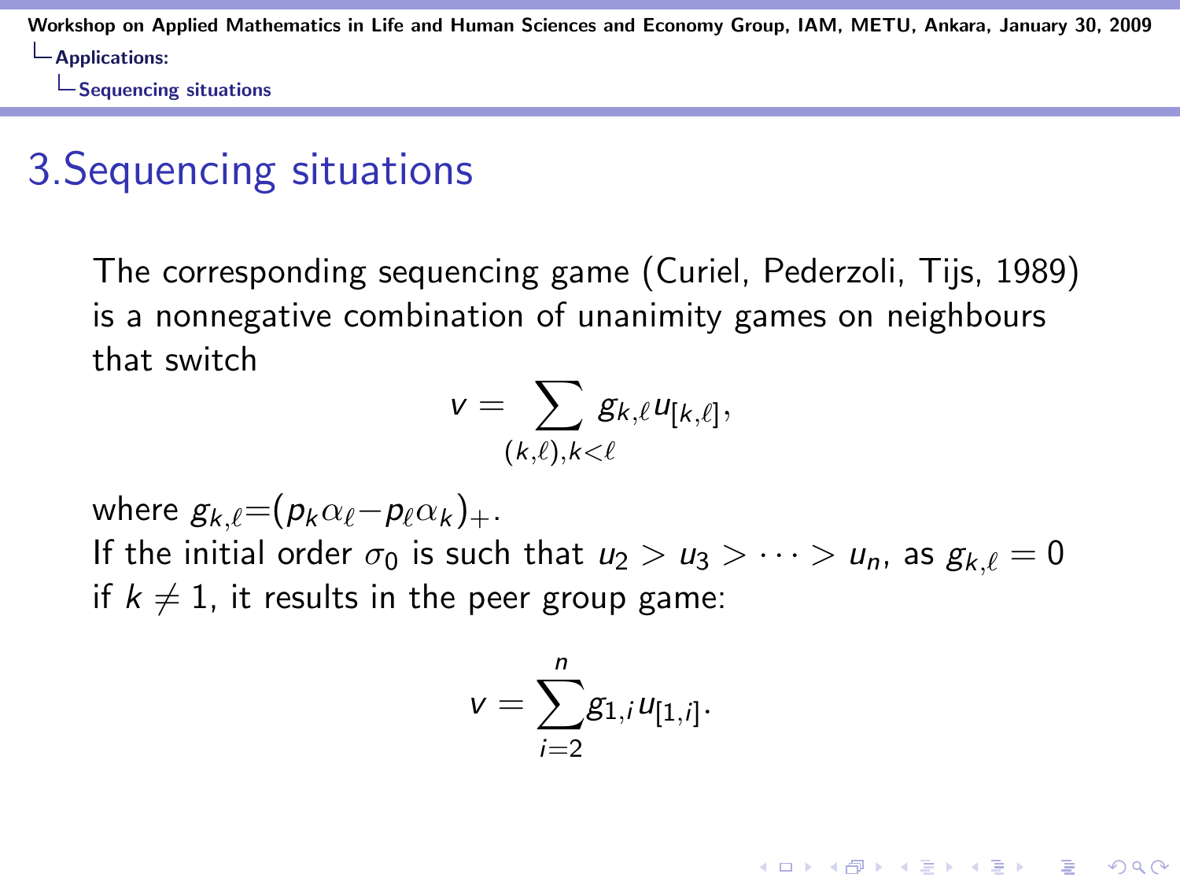# 3.Sequencing situations

The corresponding sequencing game (Curiel, Pederzoli, Tijs, 1989) is a nonnegative combination of unanimity games on neighbours that switch

$$v = \sum_{(k,\ell),k<\ell} g_{k,\ell} u_{[k,\ell]},$$

where $g_{k,\ell}=(p_k\alpha_\ell - p_\ell\alpha_k)_+$.

If the initial order $\sigma_0$ is such that $u_2 > u_3 > \cdots > u_n$, as $g_{k,\ell} = 0$ if $k \neq 1$, it results in the peer group game:

$$v = \sum_{i=2}^{n} g_{1,i} u_{[1,i]}.$$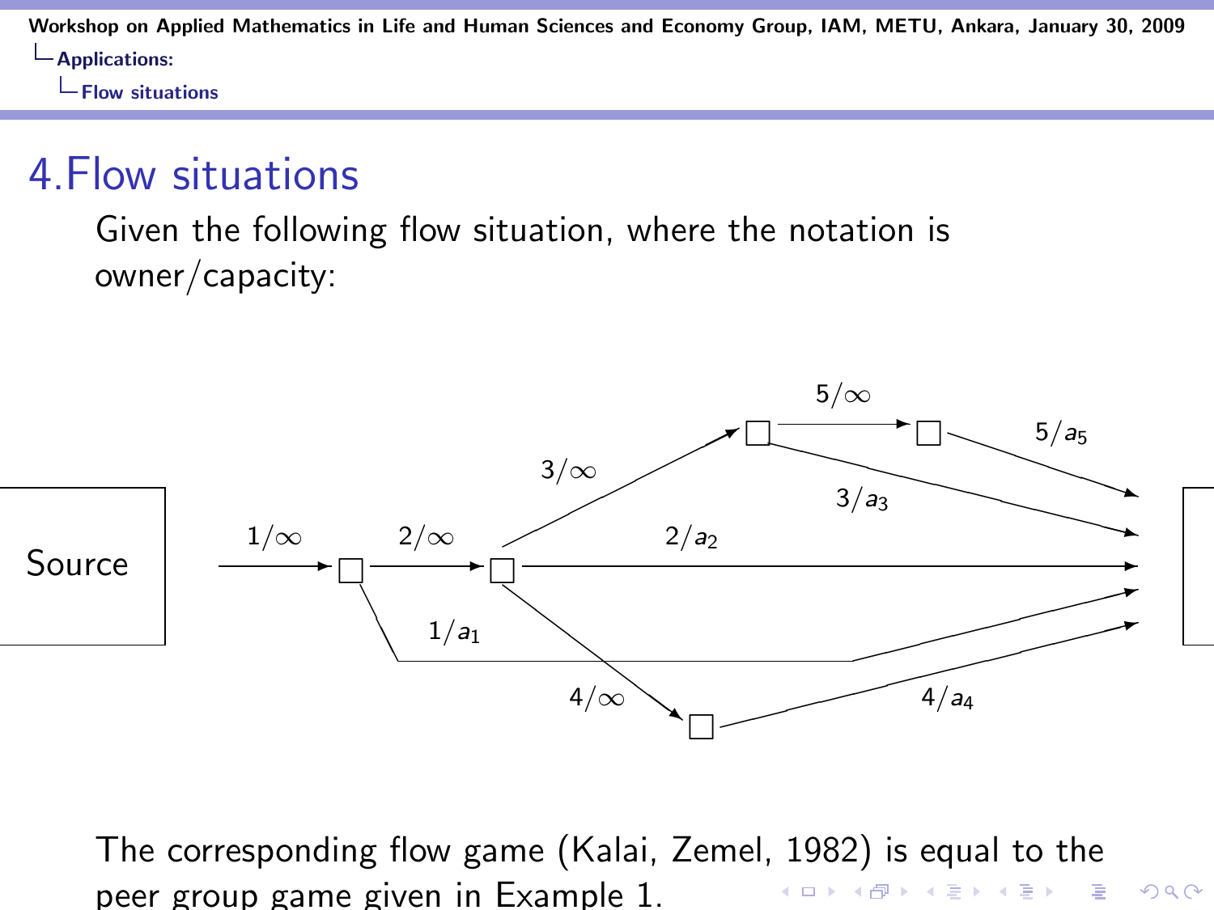# 4.Flow situations

Given the following flow situation, where the notation is owner/capacity:

Source

$1/\infty$ $2/\infty$ $3/\infty$ $5/\infty$ $5/a_5$ $3/a_3$ $2/a_2$ $1/a_1$ $4/\infty$ $4/a_4$

The corresponding flow game (Kalai, Zemel, 1982) is equal to the peer group game given in Example 1.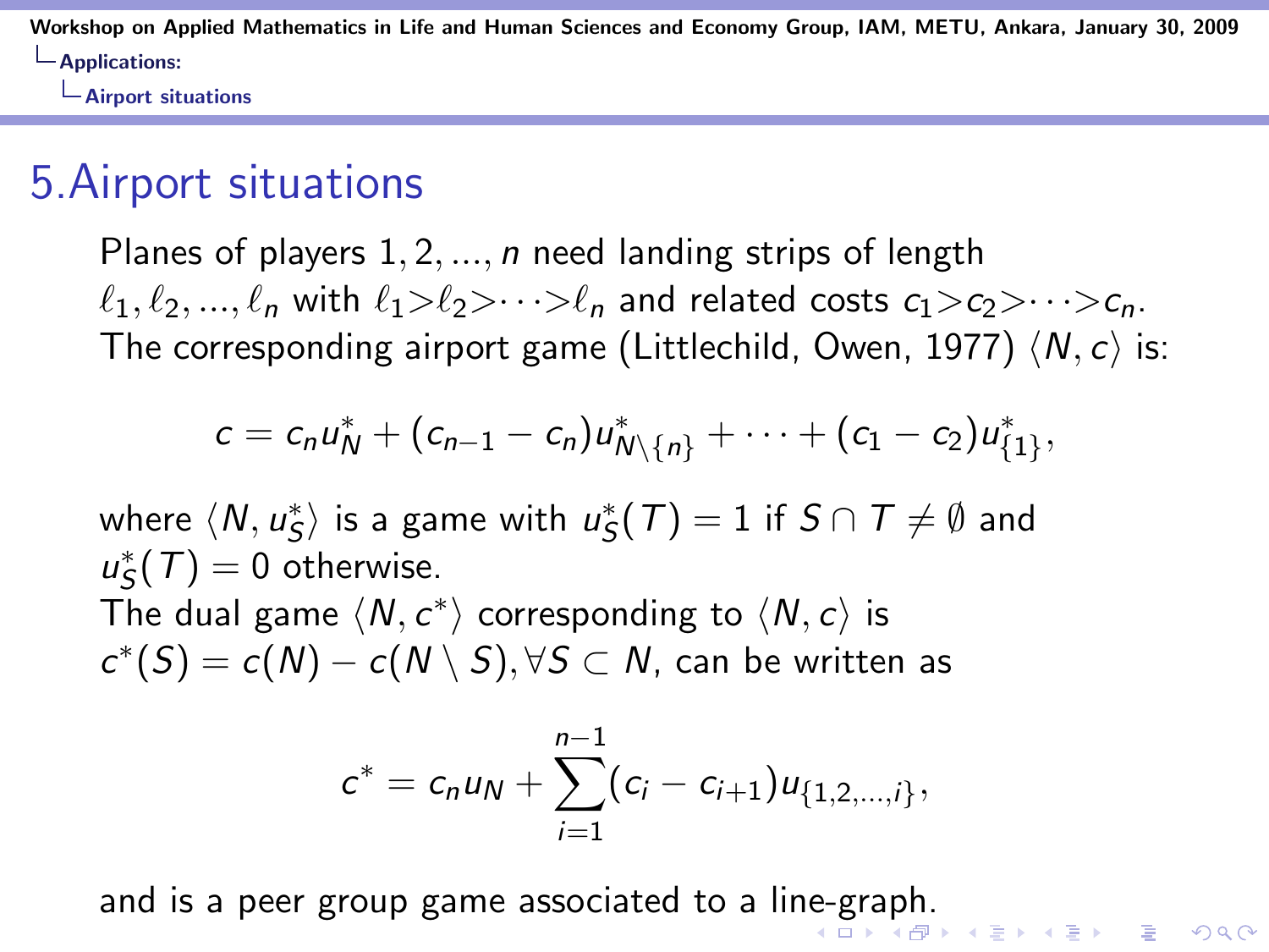# 5.Airport situations

Planes of players $1, 2, ..., n$ need landing strips of length $\ell_1, \ell_2, ..., \ell_n$ with $\ell_1 > \ell_2 > \cdots > \ell_n$ and related costs $c_1 > c_2 > \cdots > c_n$. The corresponding airport game (Littlechild, Owen, 1977) $\langle N, c \rangle$ is:

$$c = c_n u^*_N + (c_{n-1} - c_n) u^*_{N \setminus \{n\}} + \cdots + (c_1 - c_2) u^*_{\{1\}},$$

where $\langle N, u^*_S \rangle$ is a game with $u^*_S(T) = 1$ if $S \cap T \neq \emptyset$ and $u^*_S(T) = 0$ otherwise.
The dual game $\langle N, c^* \rangle$ corresponding to $\langle N, c \rangle$ is $c^*(S) = c(N) - c(N \setminus S), \forall S \subset N$, can be written as

$$c^* = c_n u_N + \sum_{i=1}^{n-1} (c_i - c_{i+1}) u_{\{1,2,...,i\}},$$

and is a peer group game associated to a line-graph.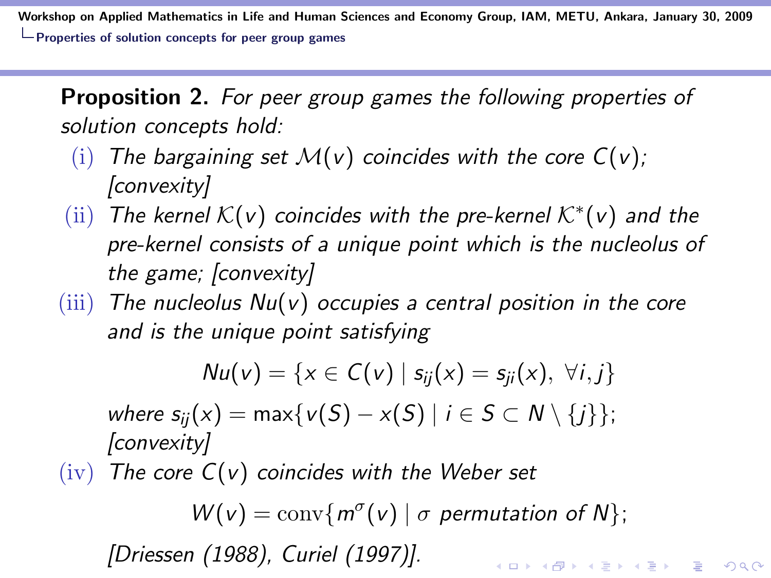**Proposition 2.** *For peer group games the following properties of solution concepts hold:*

(i) *The bargaining set $\mathcal{M}(v)$ coincides with the core $C(v)$; [convexity]*

(ii) *The kernel $\mathcal{K}(v)$ coincides with the pre-kernel $\mathcal{K}^*(v)$ and the pre-kernel consists of a unique point which is the nucleolus of the game; [convexity]*

(iii) *The nucleolus $Nu(v)$ occupies a central position in the core and is the unique point satisfying*

$$Nu(v) = \{x \in C(v) \mid s_{ij}(x) = s_{ji}(x), \ \forall i, j\}$$

*where* $s_{ij}(x) = \max\{v(S) - x(S) \mid i \in S \subset N \setminus \{j\}\}$; *[convexity]*

(iv) *The core $C(v)$ coincides with the Weber set*

$$W(v) = \mathrm{conv}\{m^{\sigma}(v) \mid \sigma \text{ permutation of } N\};$$

*[Driessen (1988), Curiel (1997)].*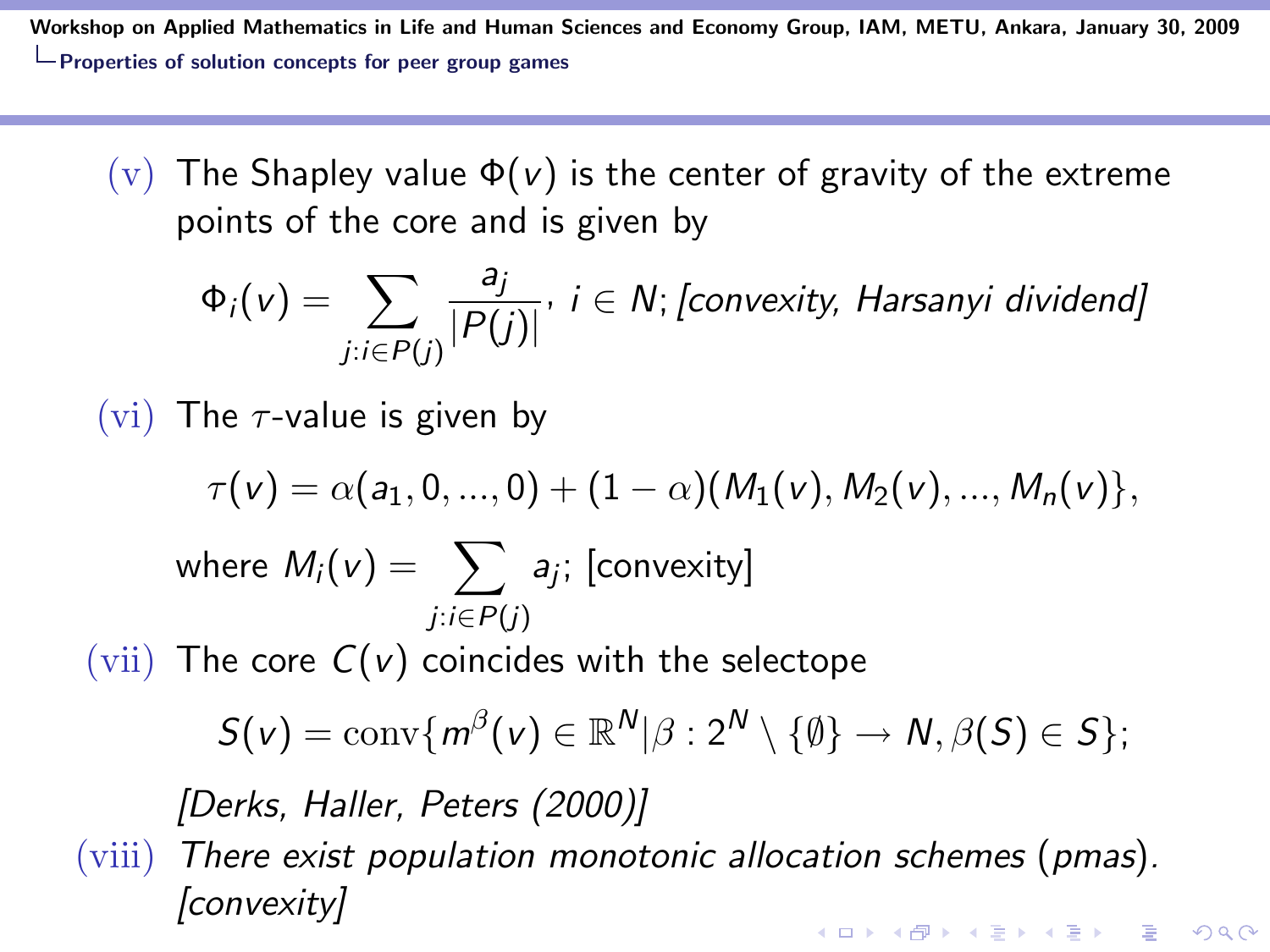(v) The Shapley value $\Phi(v)$ is the center of gravity of the extreme points of the core and is given by

$$\Phi_i(v) = \sum_{j: i \in P(j)} \frac{a_j}{|P(j)|}, \ i \in N; \textit{[convexity, Harsanyi dividend]}$$

(vi) The $\tau$-value is given by

$$\tau(v) = \alpha(a_1, 0, ..., 0) + (1-\alpha)(M_1(v), M_2(v), ..., M_n(v)\},$$

where $M_i(v) = \sum_{j: i \in P(j)} a_j$; [convexity]

(vii) The core $C(v)$ coincides with the selectope

$$S(v) = \operatorname{conv}\{m^\beta(v) \in \mathbb{R}^N | \beta : 2^N \setminus \{\emptyset\} \to N, \beta(S) \in S\};$$

*[Derks, Haller, Peters (2000)]*

(viii) *There exist population monotonic allocation schemes (pmas). [convexity]*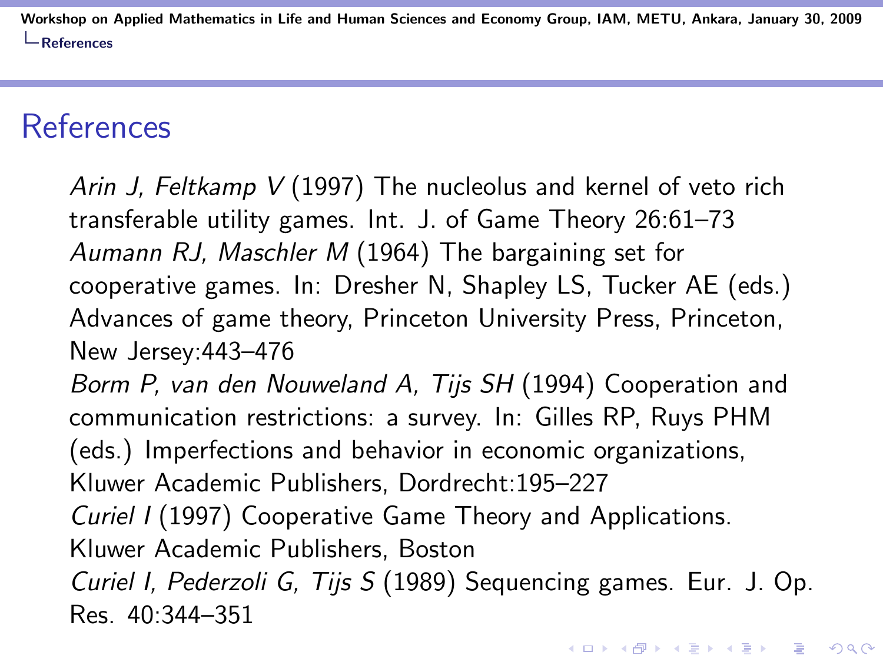# References

*Arin J, Feltkamp V* (1997) The nucleolus and kernel of veto rich transferable utility games. Int. J. of Game Theory 26:61–73

*Aumann RJ, Maschler M* (1964) The bargaining set for cooperative games. In: Dresher N, Shapley LS, Tucker AE (eds.) Advances of game theory, Princeton University Press, Princeton, New Jersey:443–476

*Borm P, van den Nouweland A, Tijs SH* (1994) Cooperation and communication restrictions: a survey. In: Gilles RP, Ruys PHM (eds.) Imperfections and behavior in economic organizations, Kluwer Academic Publishers, Dordrecht:195–227

*Curiel I* (1997) Cooperative Game Theory and Applications. Kluwer Academic Publishers, Boston

*Curiel I, Pederzoli G, Tijs S* (1989) Sequencing games. Eur. J. Op. Res. 40:344–351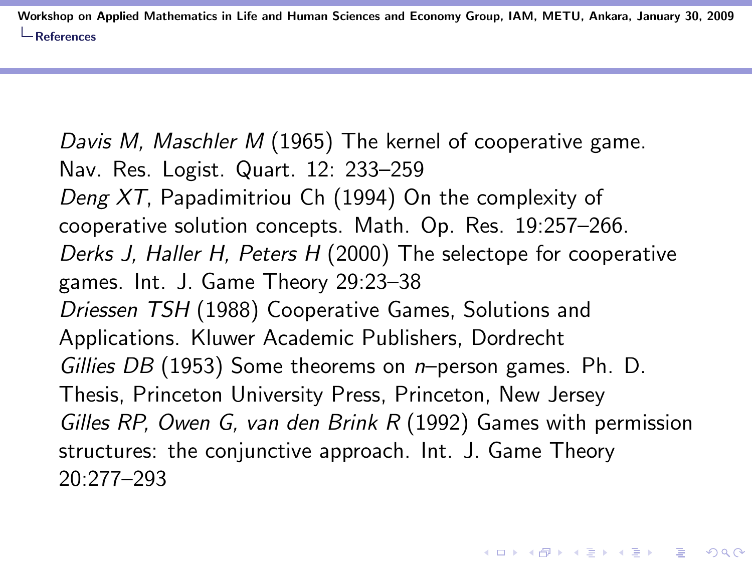*Davis M, Maschler M* (1965) The kernel of cooperative game. Nav. Res. Logist. Quart. 12: 233–259

*Deng XT*, Papadimitriou Ch (1994) On the complexity of cooperative solution concepts. Math. Op. Res. 19:257–266.

*Derks J, Haller H, Peters H* (2000) The selectope for cooperative games. Int. J. Game Theory 29:23–38

*Driessen TSH* (1988) Cooperative Games, Solutions and Applications. Kluwer Academic Publishers, Dordrecht

*Gillies DB* (1953) Some theorems on $n$–person games. Ph. D. Thesis, Princeton University Press, Princeton, New Jersey

*Gilles RP, Owen G, van den Brink R* (1992) Games with permission structures: the conjunctive approach. Int. J. Game Theory 20:277–293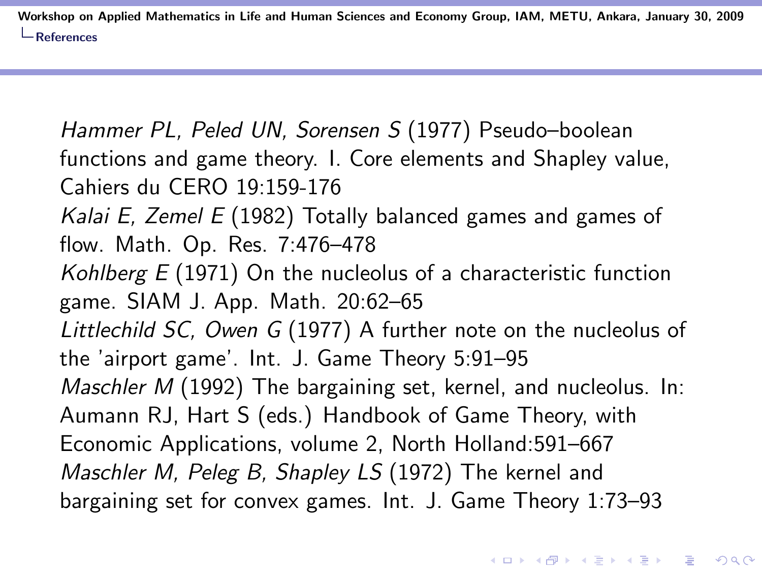*Hammer PL, Peled UN, Sorensen S* (1977) Pseudo–boolean functions and game theory. I. Core elements and Shapley value, Cahiers du CERO 19:159-176

*Kalai E, Zemel E* (1982) Totally balanced games and games of flow. Math. Op. Res. 7:476–478

*Kohlberg E* (1971) On the nucleolus of a characteristic function game. SIAM J. App. Math. 20:62–65

*Littlechild SC, Owen G* (1977) A further note on the nucleolus of the 'airport game'. Int. J. Game Theory 5:91–95

*Maschler M* (1992) The bargaining set, kernel, and nucleolus. In: Aumann RJ, Hart S (eds.) Handbook of Game Theory, with Economic Applications, volume 2, North Holland:591–667

*Maschler M, Peleg B, Shapley LS* (1972) The kernel and bargaining set for convex games. Int. J. Game Theory 1:73–93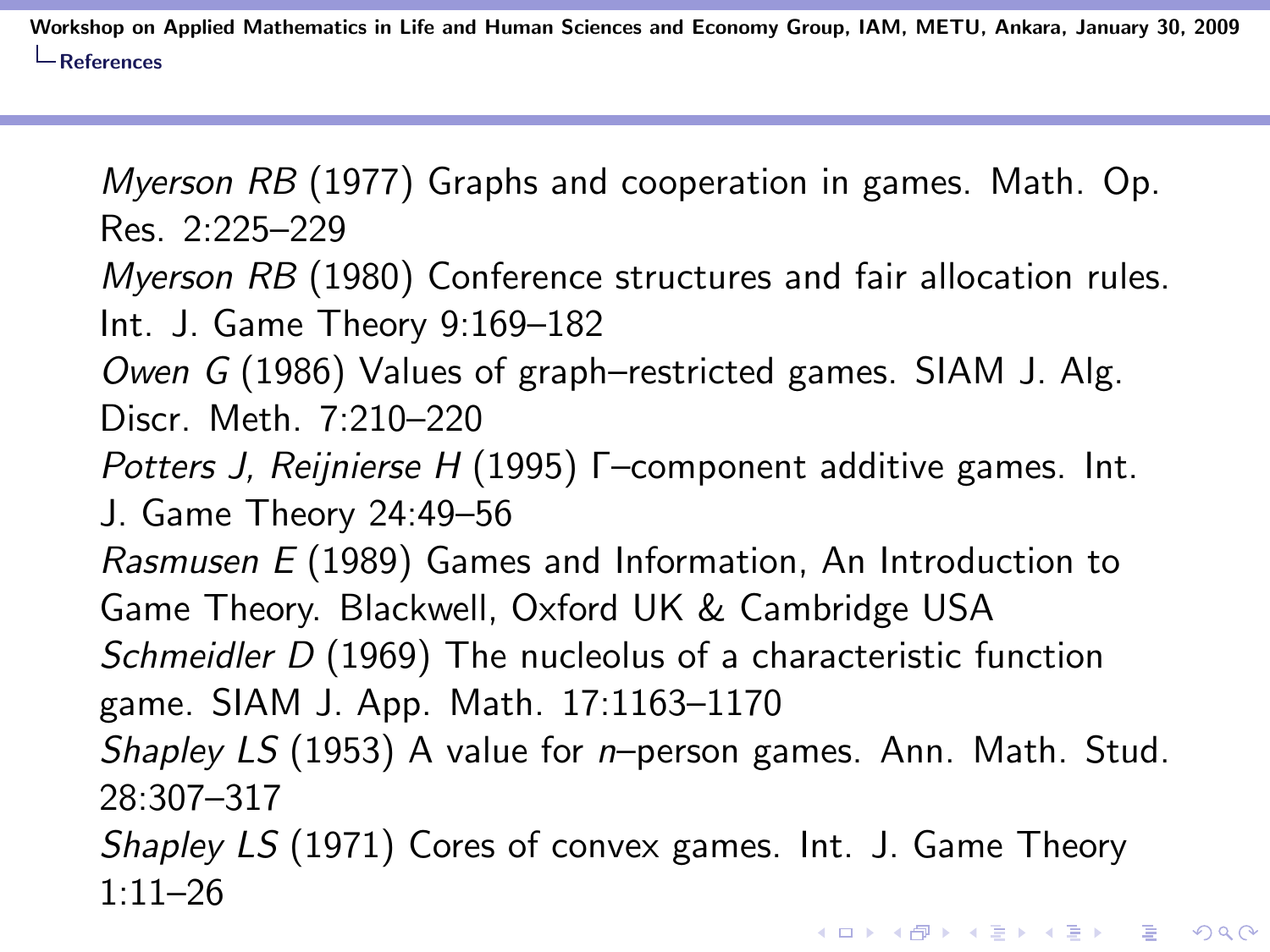*Myerson RB* (1977) Graphs and cooperation in games. Math. Op. Res. 2:225–229

*Myerson RB* (1980) Conference structures and fair allocation rules. Int. J. Game Theory 9:169–182

*Owen G* (1986) Values of graph–restricted games. SIAM J. Alg. Discr. Meth. 7:210–220

*Potters J, Reijnierse H* (1995) Γ–component additive games. Int. J. Game Theory 24:49–56

*Rasmusen E* (1989) Games and Information, An Introduction to Game Theory. Blackwell, Oxford UK & Cambridge USA

*Schmeidler D* (1969) The nucleolus of a characteristic function game. SIAM J. App. Math. 17:1163–1170

*Shapley LS* (1953) A value for $n$–person games. Ann. Math. Stud. 28:307–317

*Shapley LS* (1971) Cores of convex games. Int. J. Game Theory 1:11–26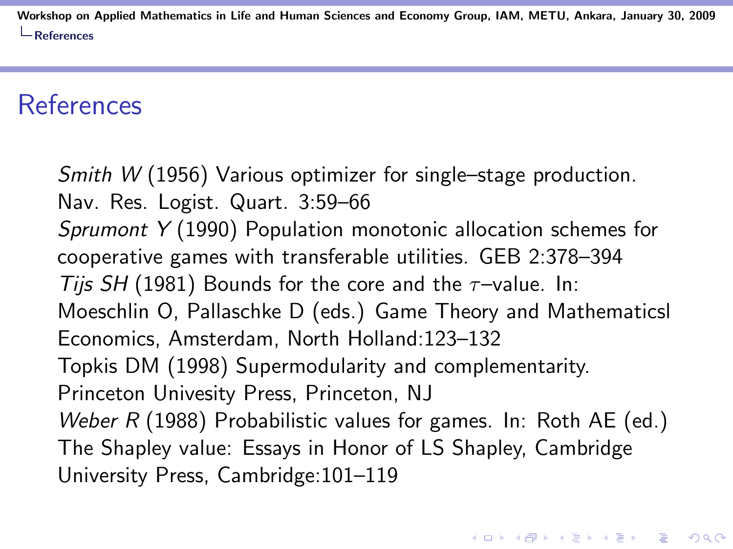# References

*Smith W* (1956) Various optimizer for single–stage production. Nav. Res. Logist. Quart. 3:59–66

*Sprumont Y* (1990) Population monotonic allocation schemes for cooperative games with transferable utilities. GEB 2:378–394

*Tijs SH* (1981) Bounds for the core and the $\tau$–value. In: Moeschlin O, Pallaschke D (eds.) Game Theory and Mathematicsl Economics, Amsterdam, North Holland:123–132

Topkis DM (1998) Supermodularity and complementarity. Princeton Univesity Press, Princeton, NJ

*Weber R* (1988) Probabilistic values for games. In: Roth AE (ed.) The Shapley value: Essays in Honor of LS Shapley, Cambridge University Press, Cambridge:101–119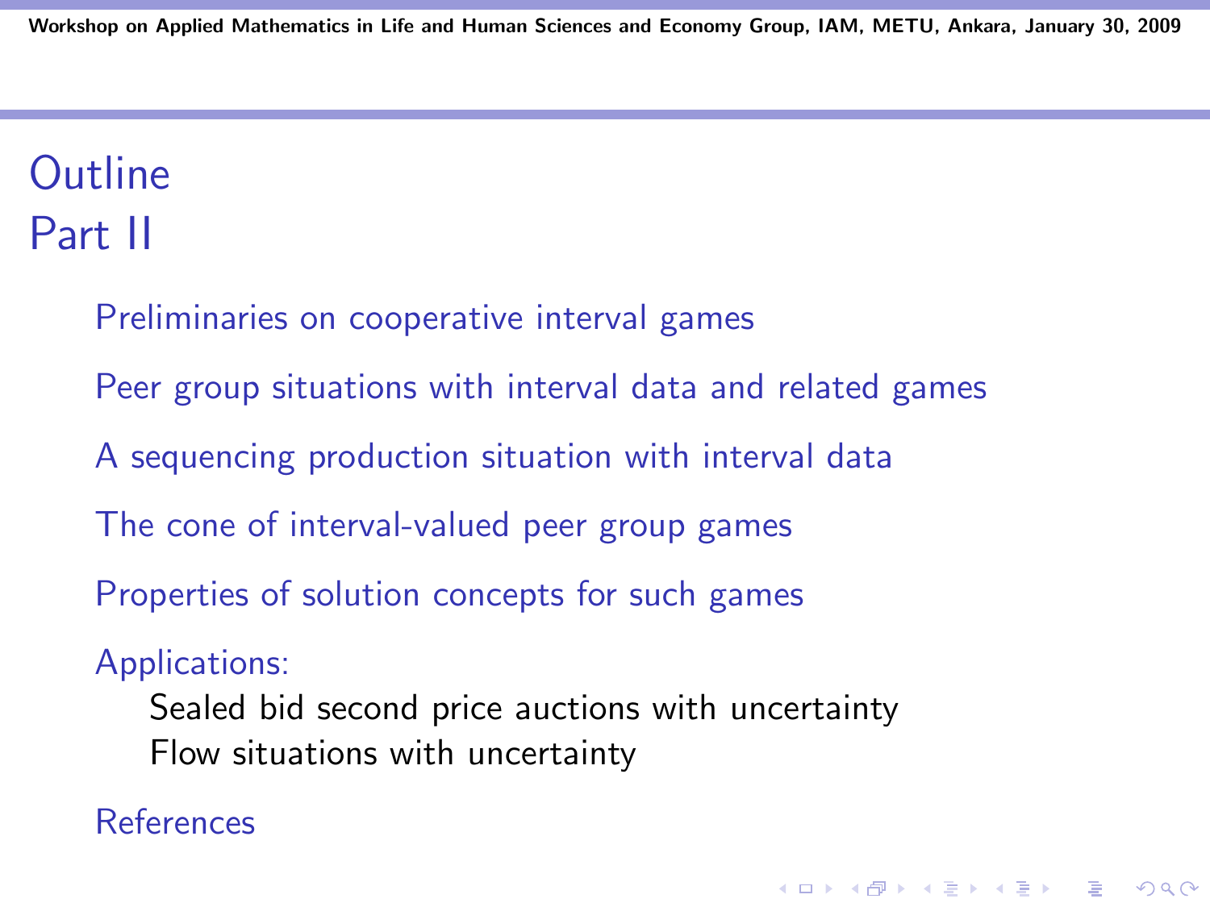# Outline
# Part II

- Preliminaries on cooperative interval games
- Peer group situations with interval data and related games
- A sequencing production situation with interval data
- The cone of interval-valued peer group games
- Properties of solution concepts for such games
- Applications:
  - Sealed bid second price auctions with uncertainty
  - Flow situations with uncertainty
- References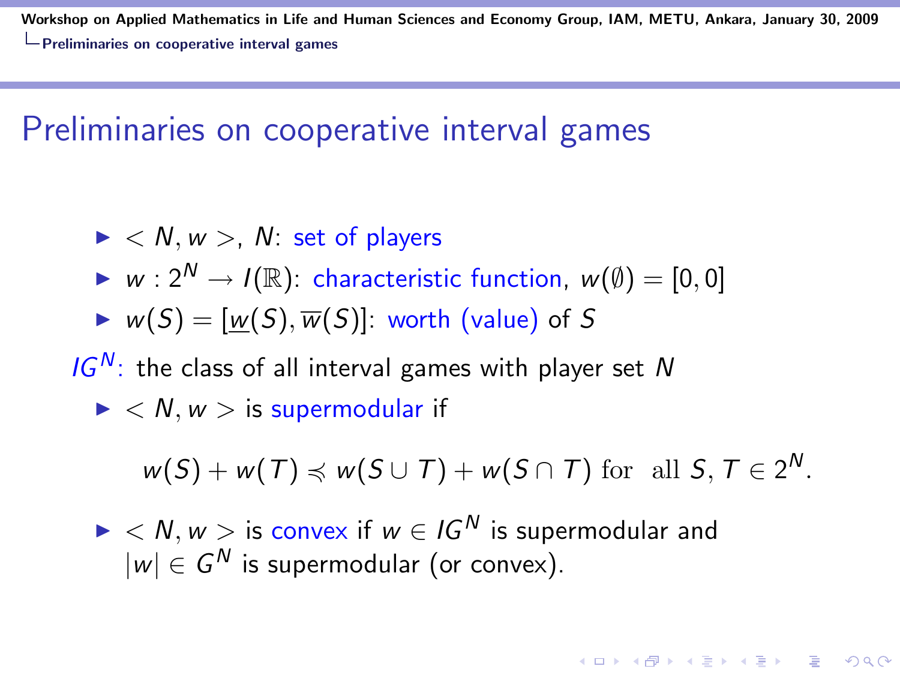# Preliminaries on cooperative interval games

- $< N, w >$, $N$: set of players
- $w : 2^N \rightarrow I(\mathbb{R})$: characteristic function, $w(\emptyset) = [0, 0]$
- $w(S) = [\underline{w}(S), \overline{w}(S)]$: worth (value) of $S$

$IG^N$: the class of all interval games with player set $N$

- $< N, w >$ is supermodular if

$$w(S) + w(T) \preccurlyeq w(S \cup T) + w(S \cap T) \text{ for all } S, T \in 2^N.$$

- $< N, w >$ is convex if $w \in IG^N$ is supermodular and $|w| \in G^N$ is supermodular (or convex).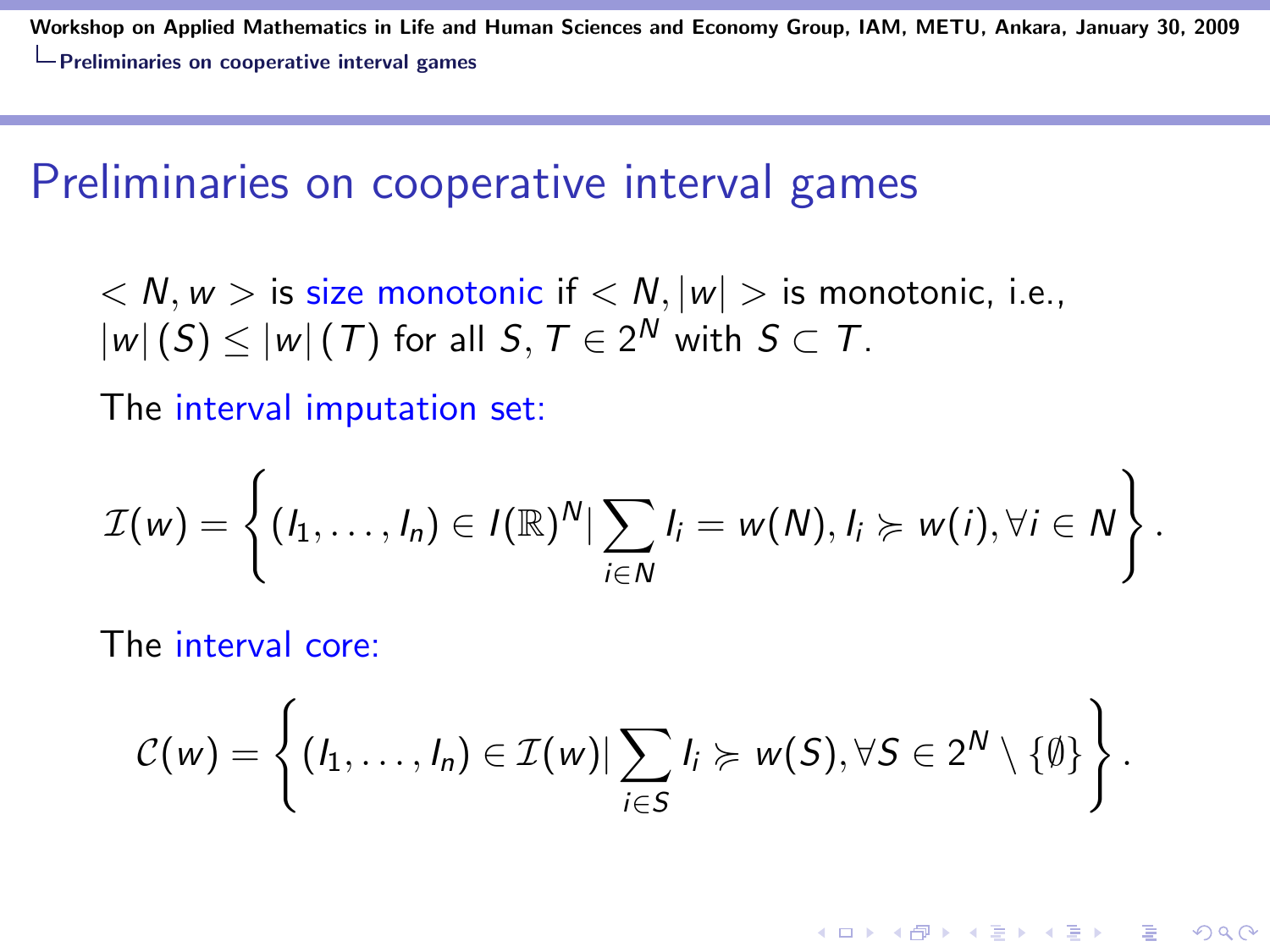# Preliminaries on cooperative interval games

$< N, w >$ is size monotonic if $< N, |w| >$ is monotonic, i.e., $|w|(S) \leq |w|(T)$ for all $S, T \in 2^N$ with $S \subset T$.

The interval imputation set:

$$\mathcal{I}(w) = \left\{ (I_1, \ldots, I_n) \in I(\mathbb{R})^N | \sum_{i \in N} I_i = w(N), I_i \succcurlyeq w(i), \forall i \in N \right\}.$$

The interval core:

$$\mathcal{C}(w) = \left\{ (I_1, \ldots, I_n) \in \mathcal{I}(w) | \sum_{i \in S} I_i \succcurlyeq w(S), \forall S \in 2^N \setminus \{\emptyset\} \right\}.$$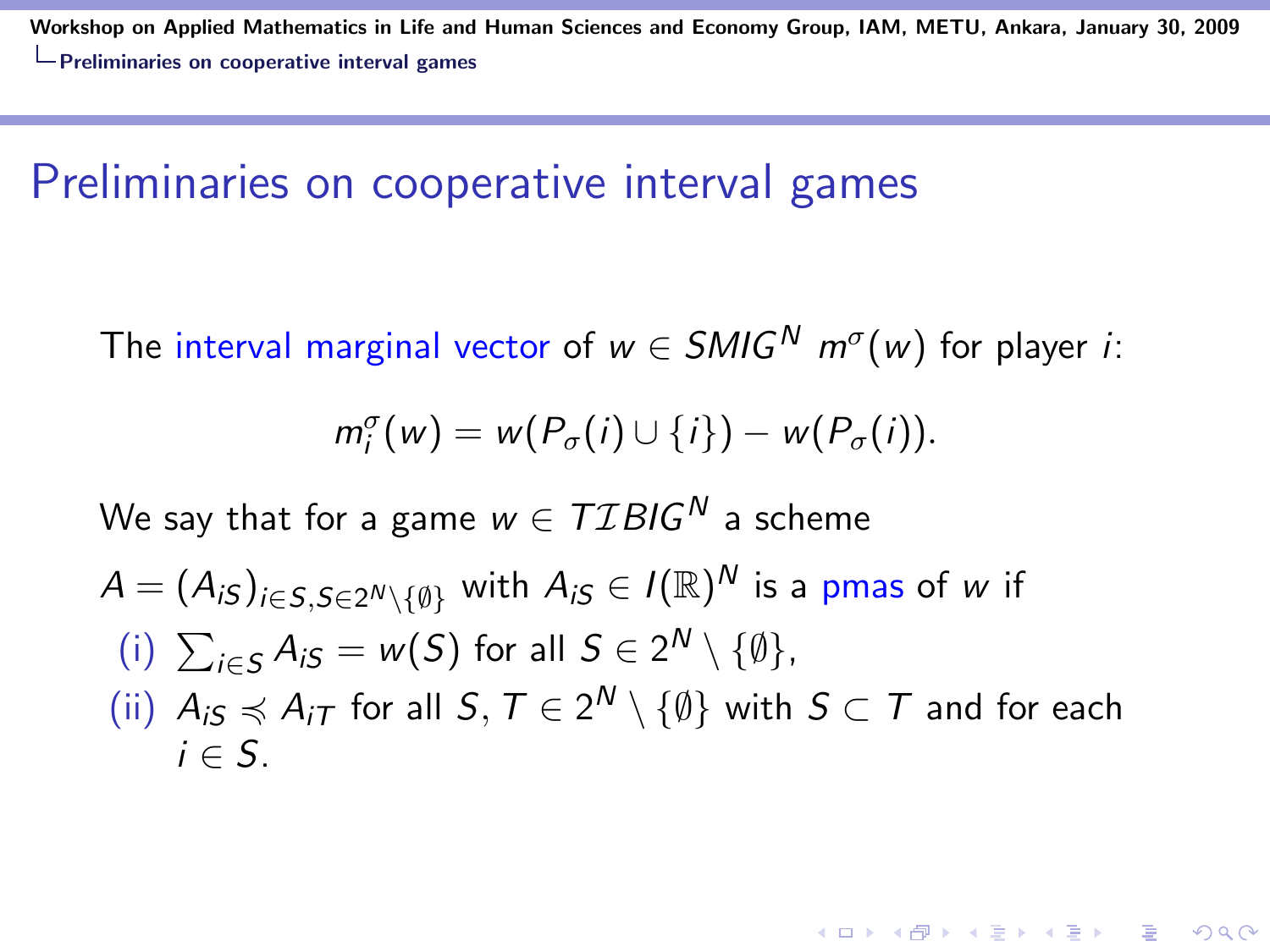# Preliminaries on cooperative interval games

The interval marginal vector of $w \in SMIG^N$ $m^\sigma(w)$ for player $i$:

$$m_i^\sigma(w) = w(P_\sigma(i) \cup \{i\}) - w(P_\sigma(i)).$$

We say that for a game $w \in \mathcal{TIBIG}^N$ a scheme

$A = (A_{iS})_{i \in S, S \in 2^N \setminus \{\emptyset\}}$ with $A_{iS} \in I(\mathbb{R})^N$ is a pmas of $w$ if

(i) $\sum_{i \in S} A_{iS} = w(S)$ for all $S \in 2^N \setminus \{\emptyset\}$,

(ii) $A_{iS} \preccurlyeq A_{iT}$ for all $S, T \in 2^N \setminus \{\emptyset\}$ with $S \subset T$ and for each $i \in S$.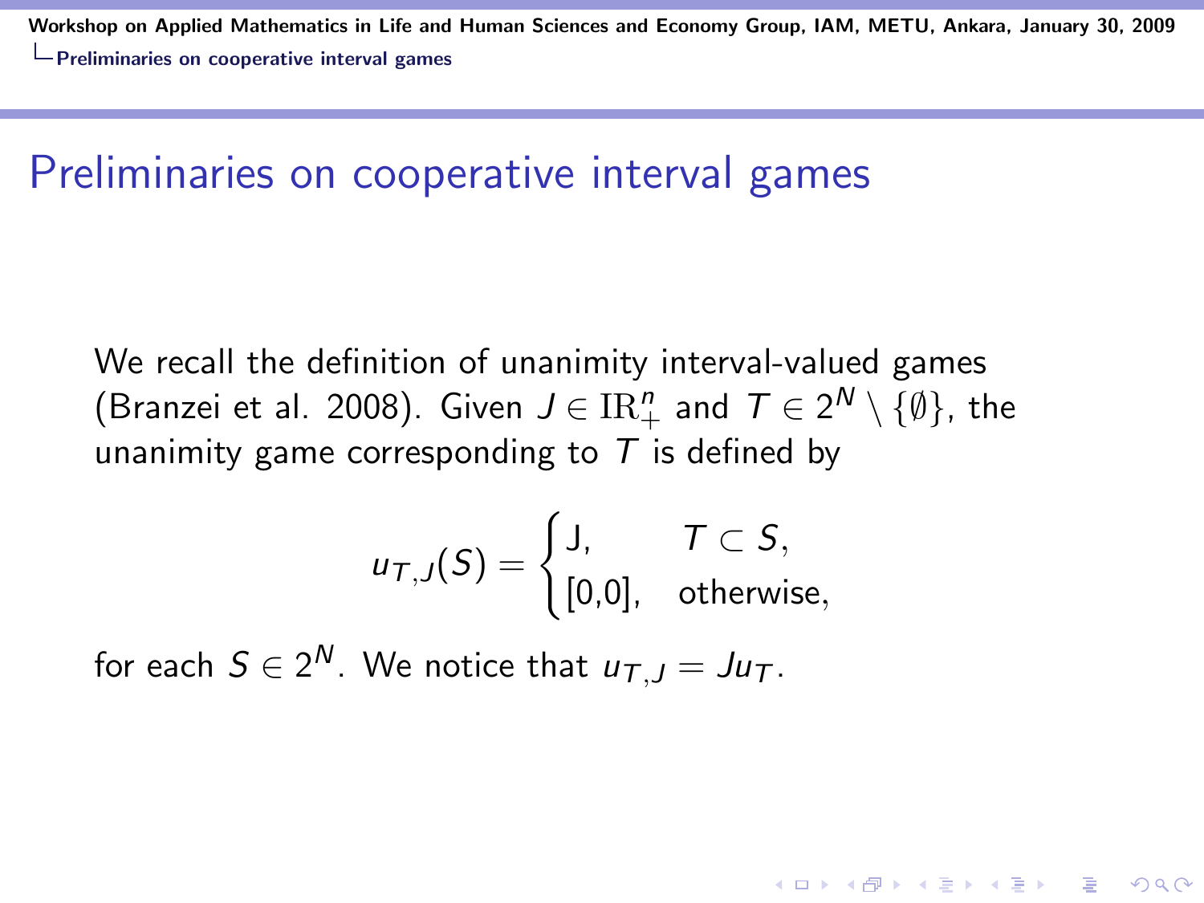# Preliminaries on cooperative interval games

We recall the definition of unanimity interval-valued games (Branzei et al. 2008). Given $J \in \mathrm{IR}_+^n$ and $T \in 2^N \setminus \{\emptyset\}$, the unanimity game corresponding to $T$ is defined by

$$u_{T,J}(S) = \begin{cases} \mathrm{J}, & T \subset S, \\ [0{,}0], & \text{otherwise}, \end{cases}$$

for each $S \in 2^N$. We notice that $u_{T,J} = J u_T$.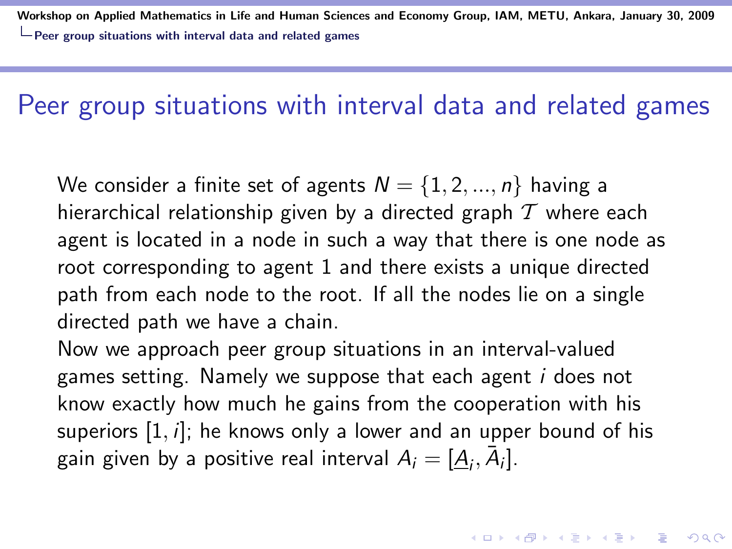# Peer group situations with interval data and related games

We consider a finite set of agents $N = \{1, 2, ..., n\}$ having a hierarchical relationship given by a directed graph $\mathcal{T}$ where each agent is located in a node in such a way that there is one node as root corresponding to agent 1 and there exists a unique directed path from each node to the root. If all the nodes lie on a single directed path we have a chain.

Now we approach peer group situations in an interval-valued games setting. Namely we suppose that each agent $i$ does not know exactly how much he gains from the cooperation with his superiors $[1, i]$; he knows only a lower and an upper bound of his gain given by a positive real interval $A_i = [\underline{A}_i, \bar{A}_i]$.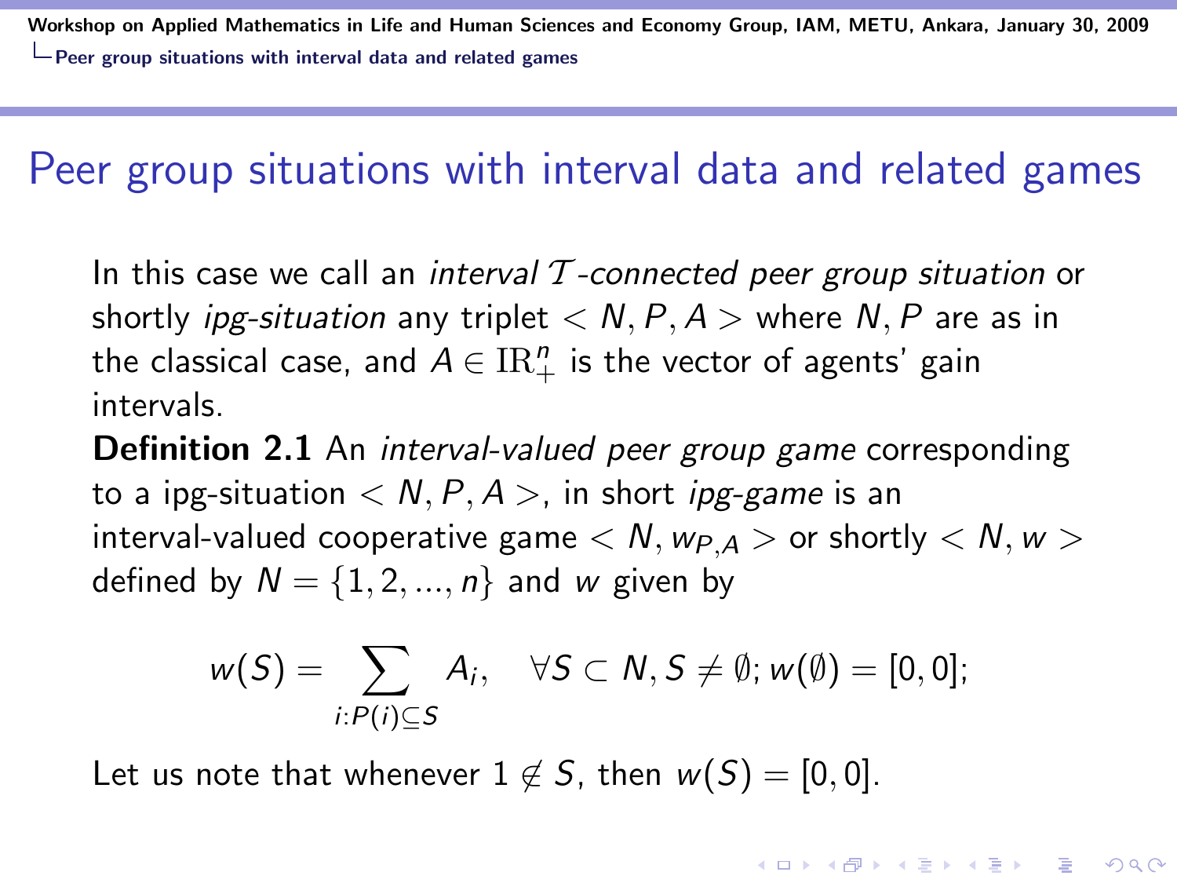# Peer group situations with interval data and related games

In this case we call an *interval $\mathcal{T}$-connected peer group situation* or shortly *ipg-situation* any triplet $< N, P, A >$ where $N, P$ are as in the classical case, and $A \in \mathrm{IR}_+^n$ is the vector of agents' gain intervals.

**Definition 2.1** An *interval-valued peer group game* corresponding to a ipg-situation $< N, P, A >$, in short *ipg-game* is an interval-valued cooperative game $< N, w_{P,A} >$ or shortly $< N, w >$ defined by $N = \{1, 2, ..., n\}$ and $w$ given by

$$w(S) = \sum_{i:P(i)\subseteq S} A_i, \quad \forall S \subset N, S \neq \emptyset; w(\emptyset) = [0, 0];$$

Let us note that whenever $1 \notin S$, then $w(S) = [0, 0]$.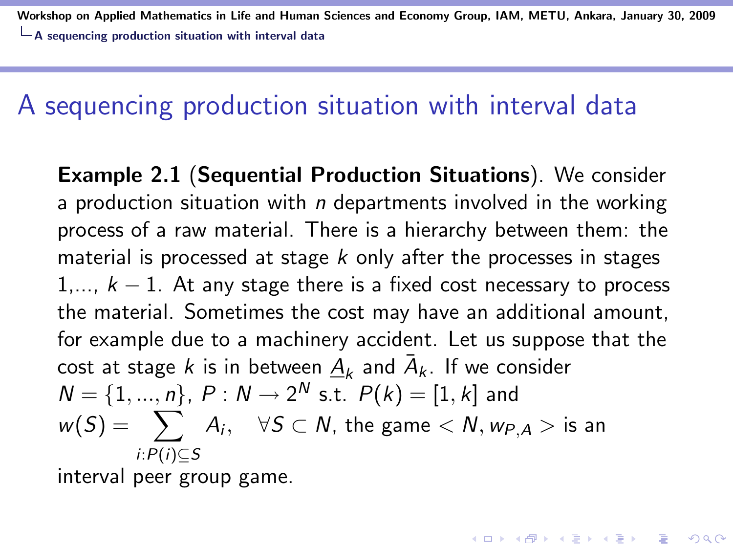# A sequencing production situation with interval data

**Example 2.1** (**Sequential Production Situations**). We consider a production situation with $n$ departments involved in the working process of a raw material. There is a hierarchy between them: the material is processed at stage $k$ only after the processes in stages $1,..., k-1$. At any stage there is a fixed cost necessary to process the material. Sometimes the cost may have an additional amount, for example due to a machinery accident. Let us suppose that the cost at stage $k$ is in between $\underline{A}_k$ and $\bar{A}_k$. If we consider $N = \{1, ..., n\}$, $P : N \to 2^N$ s.t. $P(k) = [1, k]$ and $w(S) = \sum_{i:P(i) \subseteq S} A_i, \quad \forall S \subset N$, the game $< N, w_{P,A} >$ is an interval peer group game.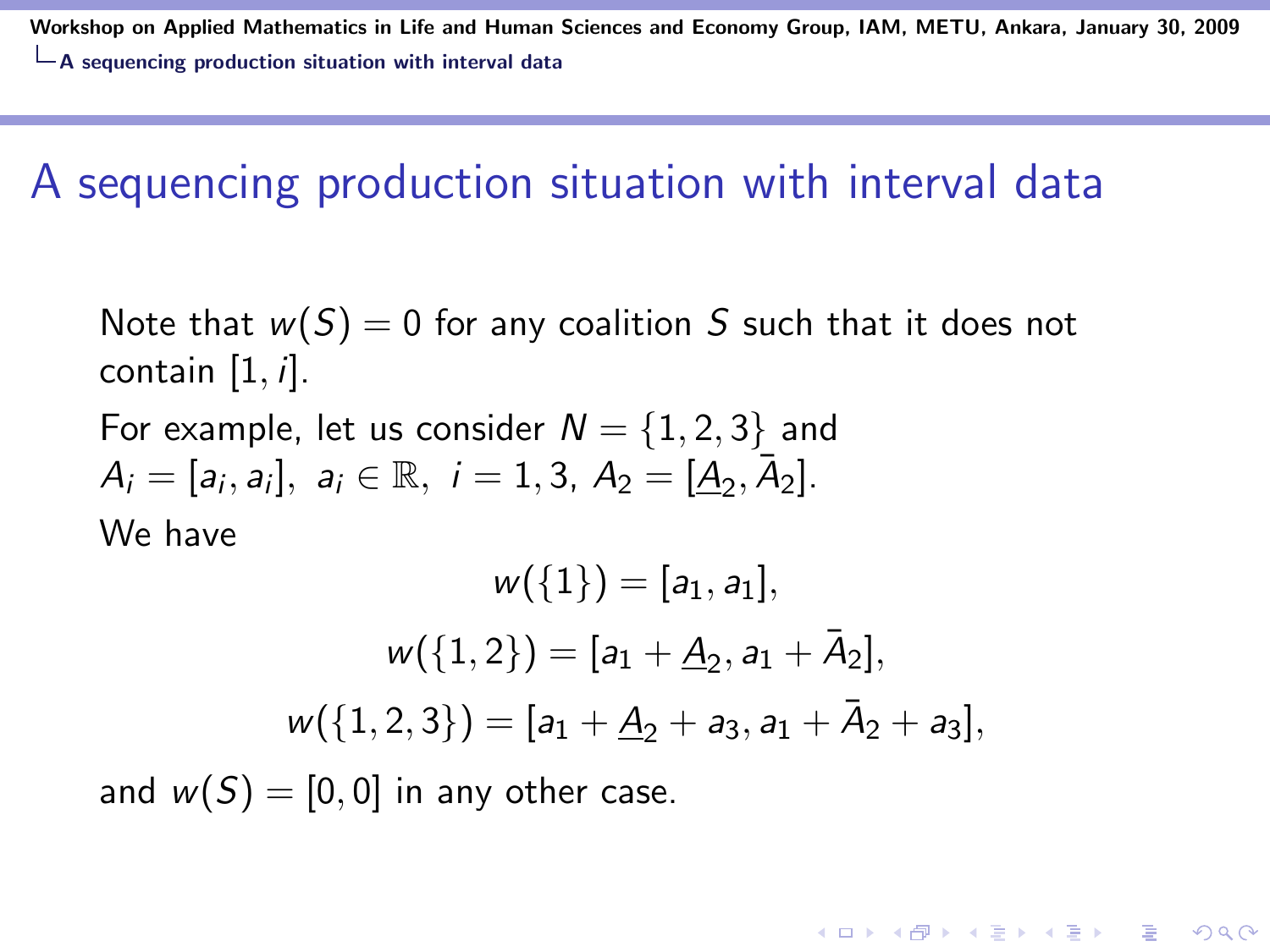# A sequencing production situation with interval data

Note that $w(S) = 0$ for any coalition $S$ such that it does not contain $[1, i]$.

For example, let us consider $N = \{1, 2, 3\}$ and $A_i = [a_i, a_i],\ a_i \in \mathbb{R},\ i = 1, 3,\ A_2 = [\underline{A}_2, \bar{A}_2]$.

We have

$$w(\{1\}) = [a_1, a_1],$$

$$w(\{1, 2\}) = [a_1 + \underline{A}_2, a_1 + \bar{A}_2],$$

$$w(\{1, 2, 3\}) = [a_1 + \underline{A}_2 + a_3, a_1 + \bar{A}_2 + a_3],$$

and $w(S) = [0, 0]$ in any other case.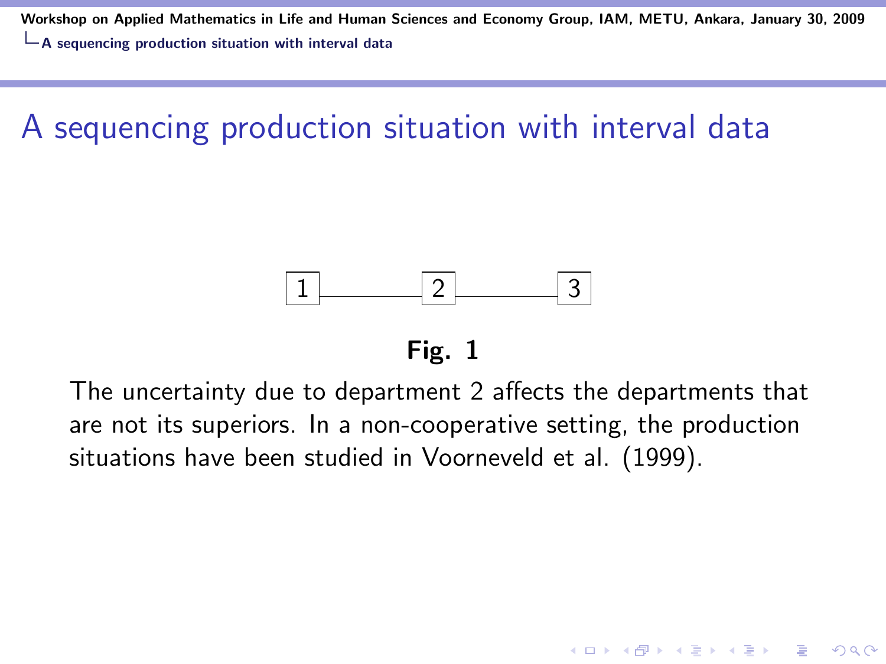# A sequencing production situation with interval data

1 — 2 — 3

**Fig. 1**

The uncertainty due to department 2 affects the departments that are not its superiors. In a non-cooperative setting, the production situations have been studied in Voorneveld et al. (1999).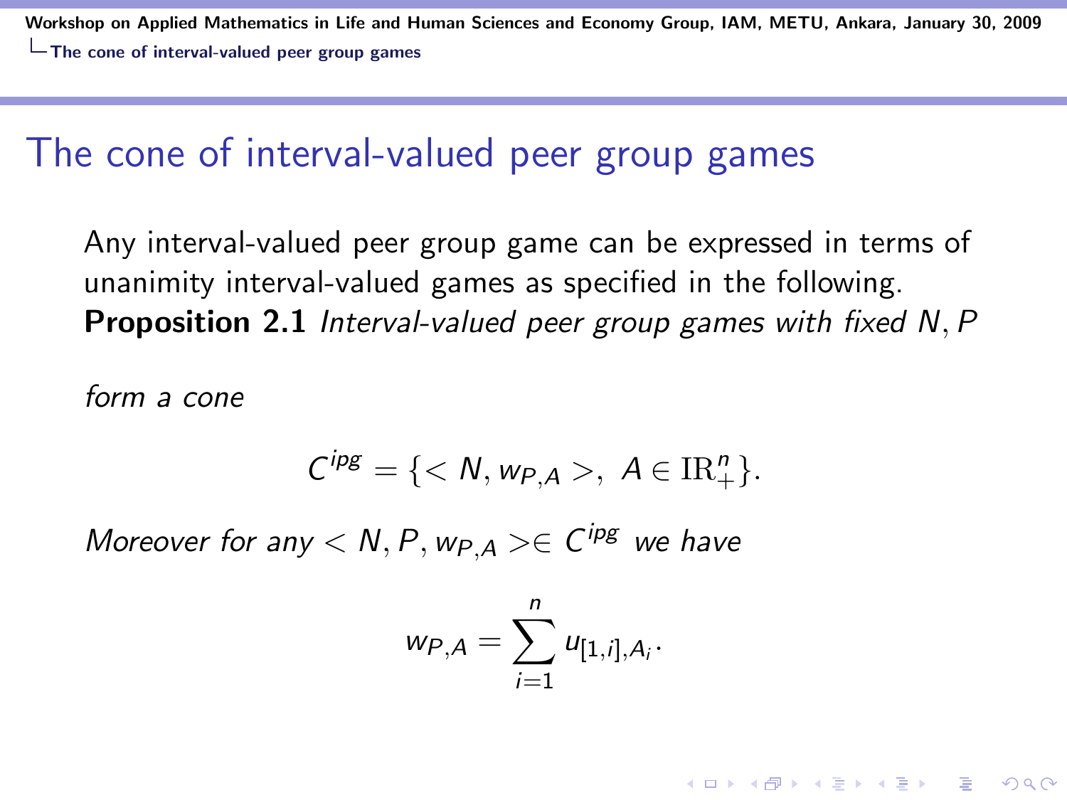## The cone of interval-valued peer group games

Any interval-valued peer group game can be expressed in terms of unanimity interval-valued games as specified in the following.

**Proposition 2.1** *Interval-valued peer group games with fixed $N, P$*

*form a cone*

$$C^{ipg} = \{< N, w_{P,A} >, \; A \in \mathrm{IR}_{+}^{n}\}.$$

*Moreover for any $< N, P, w_{P,A} > \in C^{ipg}$ we have*

$$w_{P,A} = \sum_{i=1}^{n} u_{[1,i],A_i}.$$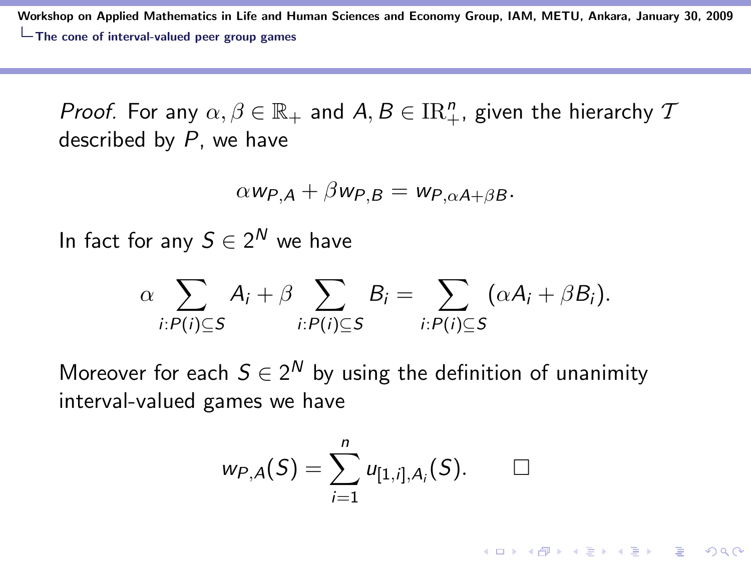*Proof.* For any $\alpha, \beta \in \mathbb{R}_+$ and $A, B \in \mathrm{IR}^n_+$, given the hierarchy $\mathcal{T}$ described by $P$, we have

$$\alpha w_{P,A} + \beta w_{P,B} = w_{P,\alpha A + \beta B}.$$

In fact for any $S \in 2^N$ we have

$$\alpha \sum_{i:P(i)\subseteq S} A_i + \beta \sum_{i:P(i)\subseteq S} B_i = \sum_{i:P(i)\subseteq S} (\alpha A_i + \beta B_i).$$

Moreover for each $S \in 2^N$ by using the definition of unanimity interval-valued games we have

$$w_{P,A}(S) = \sum_{i=1}^{n} u_{[1,i],A_i}(S). \qquad \square$$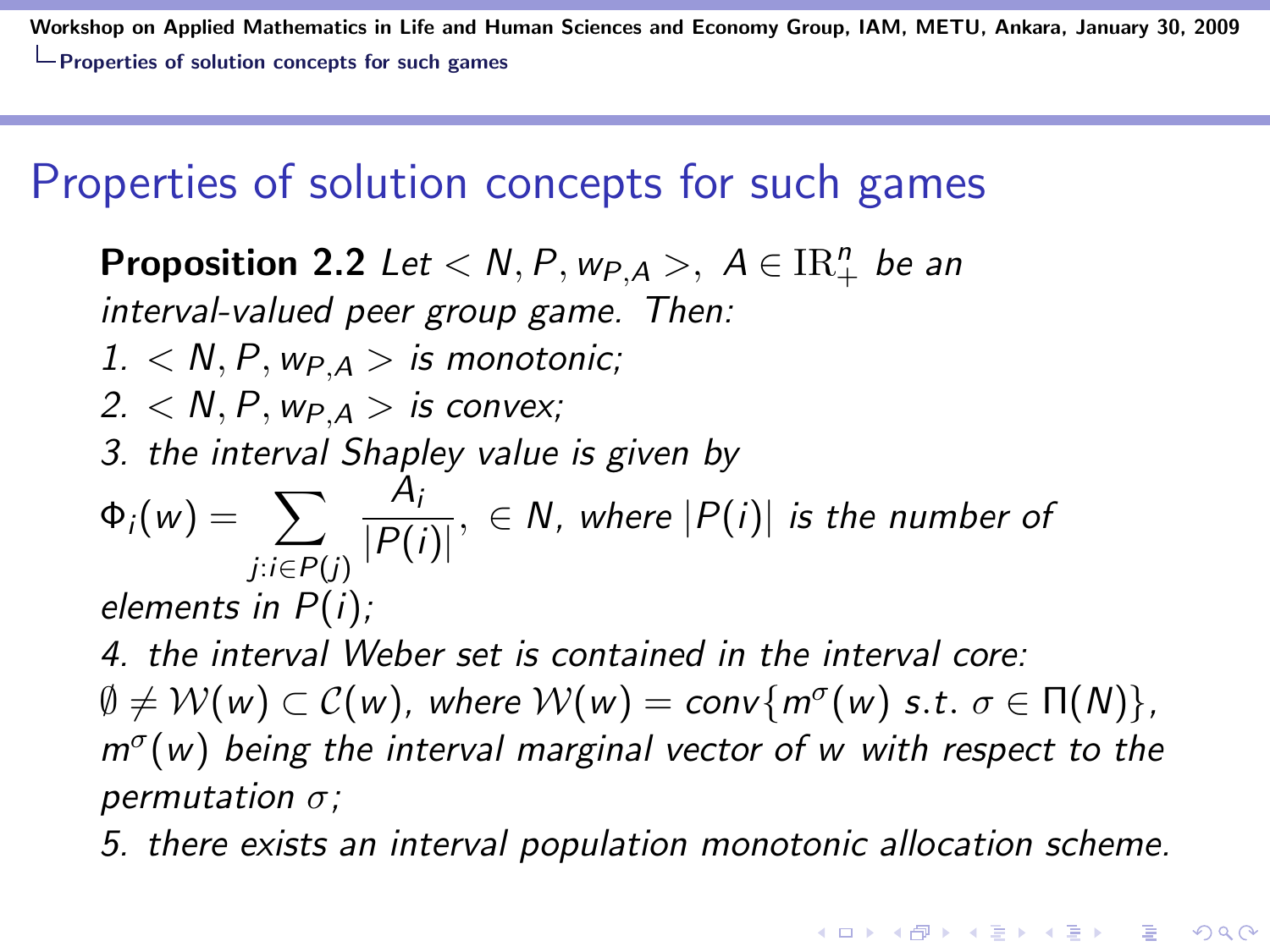# Properties of solution concepts for such games

**Proposition 2.2** *Let $< N, P, w_{P,A} >$, $A \in \mathrm{IR}^n_+$ be an interval-valued peer group game. Then:*

*1. $< N, P, w_{P,A} >$ is monotonic;*

*2. $< N, P, w_{P,A} >$ is convex;*

*3. the interval Shapley value is given by*

$$\Phi_i(w) = \sum_{j: i \in P(j)} \frac{A_i}{|P(i)|}, \ \in N,$$ *where $|P(i)|$ is the number of elements in $P(i)$;*

*4. the interval Weber set is contained in the interval core: $\emptyset \neq \mathcal{W}(w) \subset \mathcal{C}(w)$, where $\mathcal{W}(w) = conv\{m^\sigma(w) \text{ s.t. } \sigma \in \Pi(N)\}$, $m^\sigma(w)$ being the interval marginal vector of $w$ with respect to the permutation $\sigma$;*

*5. there exists an interval population monotonic allocation scheme.*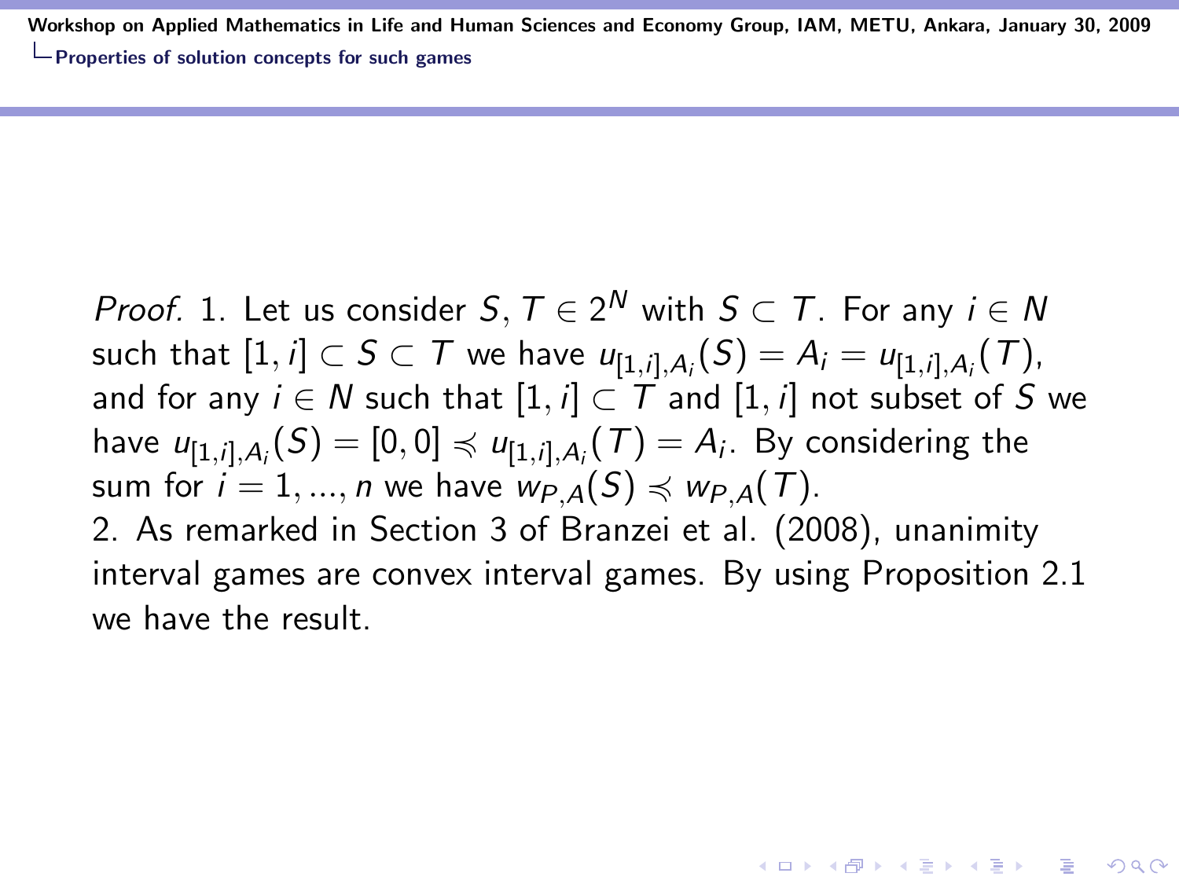*Proof.* 1. Let us consider $S, T \in 2^N$ with $S \subset T$. For any $i \in N$ such that $[1, i] \subset S \subset T$ we have $u_{[1,i],A_i}(S) = A_i = u_{[1,i],A_i}(T)$, and for any $i \in N$ such that $[1, i] \subset T$ and $[1, i]$ not subset of $S$ we have $u_{[1,i],A_i}(S) = [0, 0] \preccurlyeq u_{[1,i],A_i}(T) = A_i$. By considering the sum for $i = 1, ..., n$ we have $w_{P,A}(S) \preccurlyeq w_{P,A}(T)$.

2. As remarked in Section 3 of Branzei et al. (2008), unanimity interval games are convex interval games. By using Proposition 2.1 we have the result.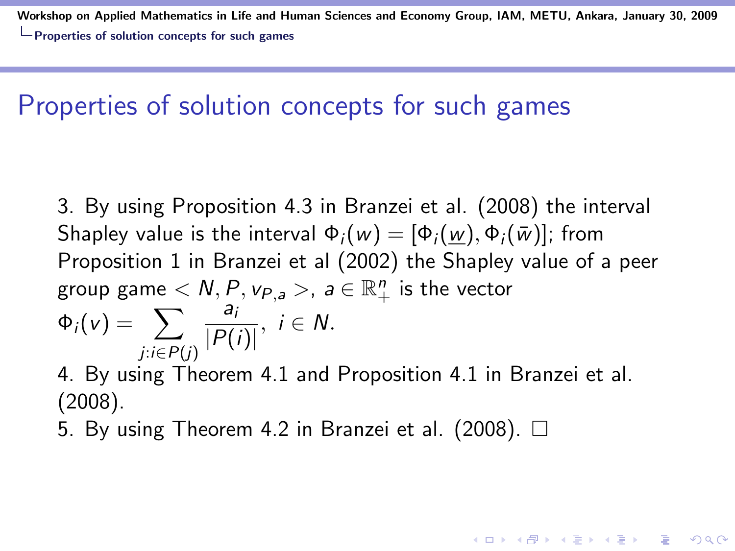## Properties of solution concepts for such games

3. By using Proposition 4.3 in Branzei et al. (2008) the interval Shapley value is the interval $\Phi_i(w) = [\Phi_i(\underline{w}), \Phi_i(\bar{w})]$; from Proposition 1 in Branzei et al (2002) the Shapley value of a peer group game $< N, P, v_{P,a} >$, $a \in \mathbb{R}^n_+$ is the vector

$$\Phi_i(v) = \sum_{j:i \in P(j)} \frac{a_i}{|P(i)|}, \ i \in N.$$

4. By using Theorem 4.1 and Proposition 4.1 in Branzei et al. (2008).
5. By using Theorem 4.2 in Branzei et al. (2008). □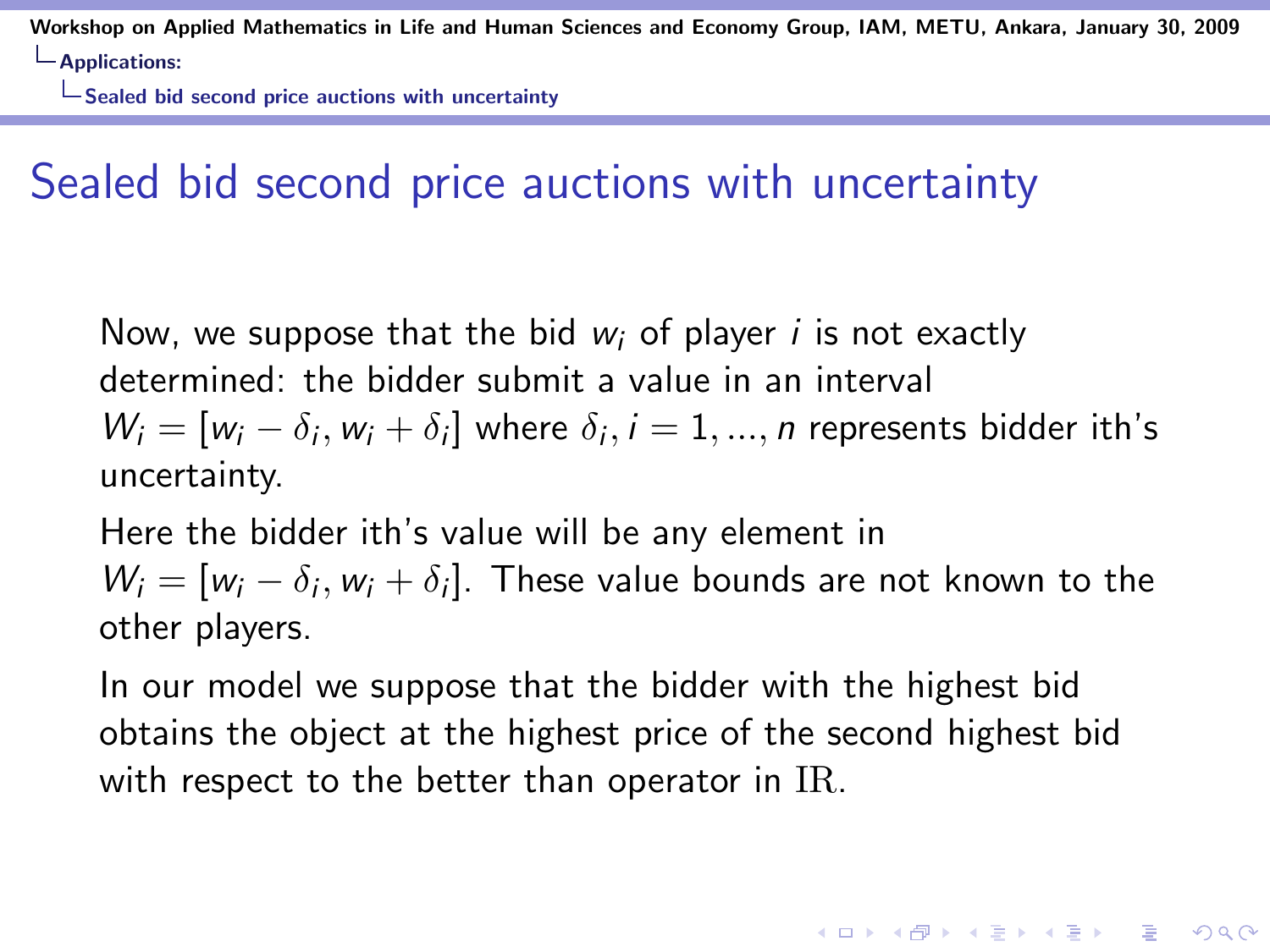# Sealed bid second price auctions with uncertainty

Now, we suppose that the bid $w_i$ of player $i$ is not exactly determined: the bidder submit a value in an interval $W_i = [w_i - \delta_i, w_i + \delta_i]$ where $\delta_i, i = 1, ..., n$ represents bidder ith's uncertainty.

Here the bidder ith's value will be any element in $W_i = [w_i - \delta_i, w_i + \delta_i]$. These value bounds are not known to the other players.

In our model we suppose that the bidder with the highest bid obtains the object at the highest price of the second highest bid with respect to the better than operator in $\mathbb{IR}$.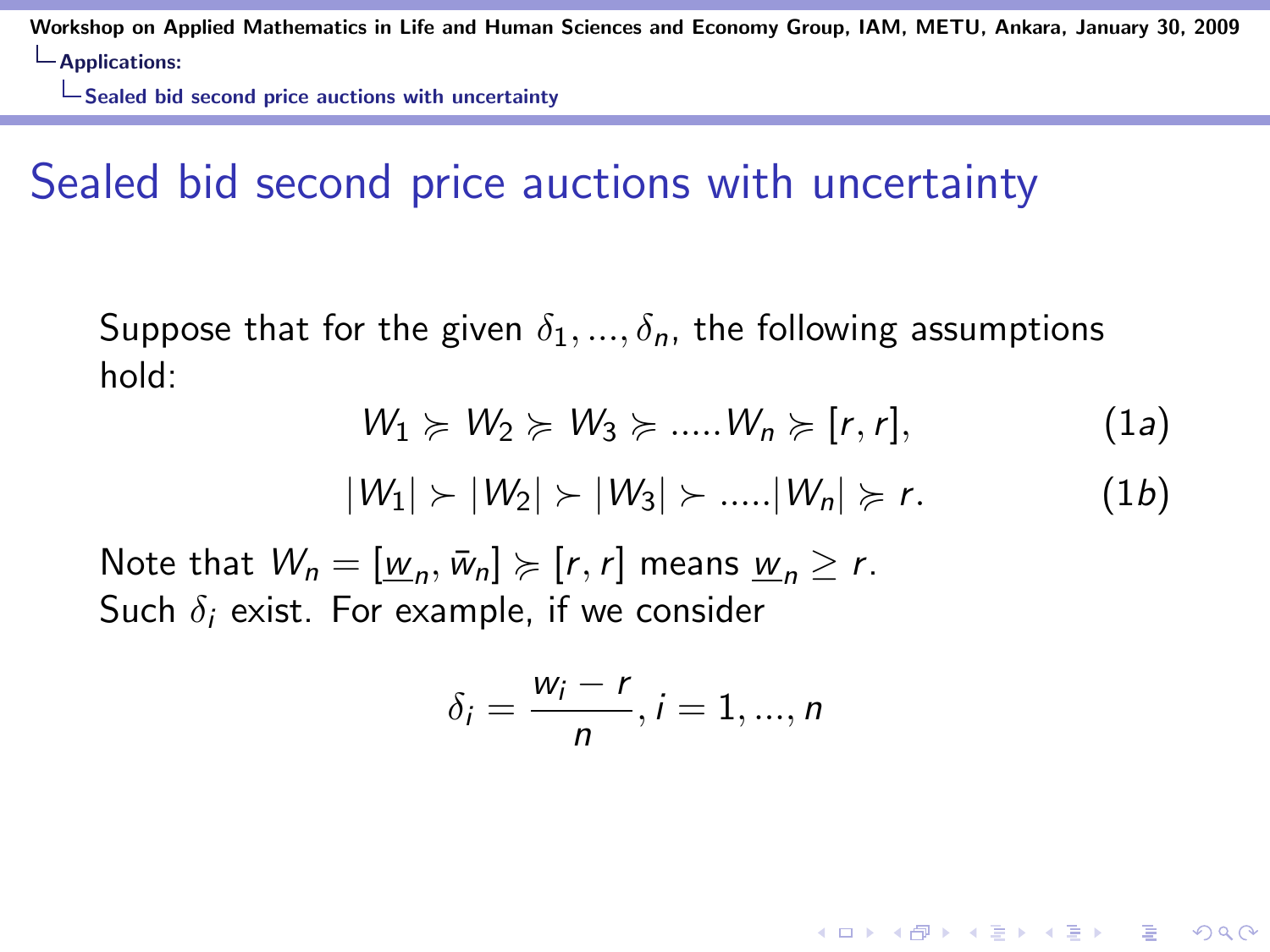# Sealed bid second price auctions with uncertainty

Suppose that for the given $\delta_1, ..., \delta_n$, the following assumptions hold:

$$W_1 \succcurlyeq W_2 \succcurlyeq W_3 \succcurlyeq .....W_n \succcurlyeq [r, r], \tag{1a}$$

$$|W_1| \succ |W_2| \succ |W_3| \succ .....|W_n| \succcurlyeq r. \tag{1b}$$

Note that $W_n = [\underline{w}_n, \bar{w}_n] \succcurlyeq [r, r]$ means $\underline{w}_n \geq r$.
Such $\delta_i$ exist. For example, if we consider

$$\delta_i = \frac{w_i - r}{n}, i = 1, ..., n$$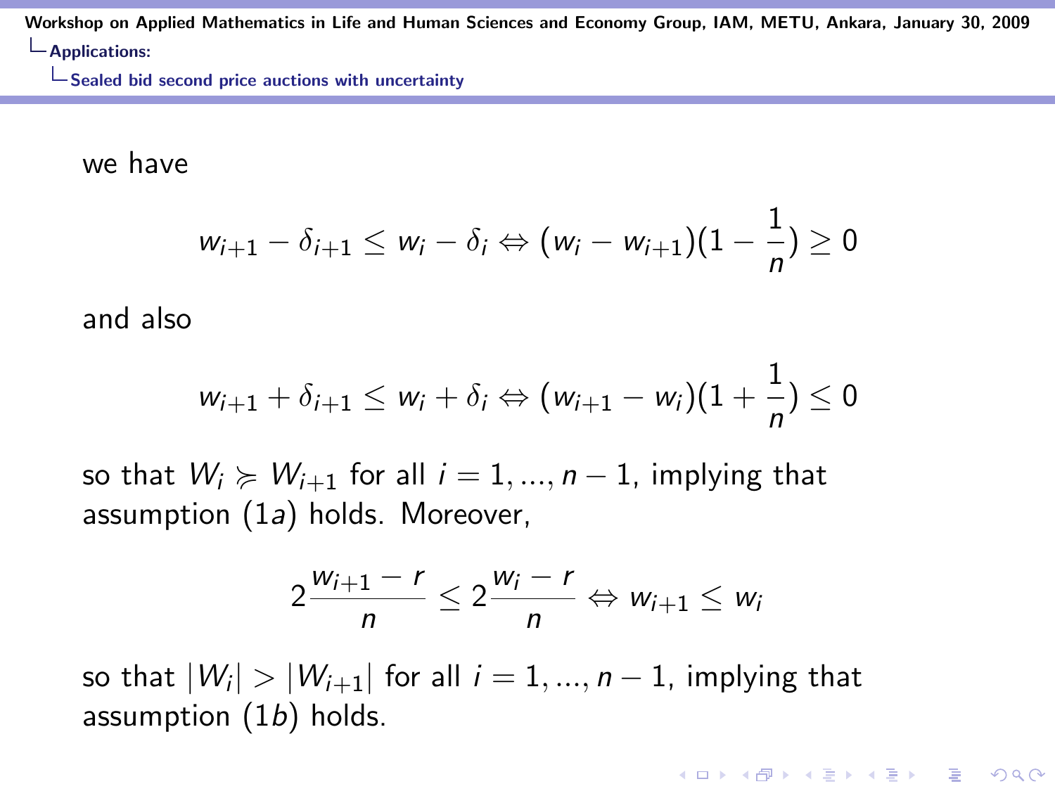we have

$$w_{i+1} - \delta_{i+1} \leq w_i - \delta_i \Leftrightarrow (w_i - w_{i+1})(1 - \frac{1}{n}) \geq 0$$

and also

$$w_{i+1} + \delta_{i+1} \leq w_i + \delta_i \Leftrightarrow (w_{i+1} - w_i)(1 + \frac{1}{n}) \leq 0$$

so that $W_i \succcurlyeq W_{i+1}$ for all $i = 1, ..., n-1$, implying that assumption $(1a)$ holds. Moreover,

$$2\frac{w_{i+1} - r}{n} \leq 2\frac{w_i - r}{n} \Leftrightarrow w_{i+1} \leq w_i$$

so that $|W_i| > |W_{i+1}|$ for all $i = 1, ..., n-1$, implying that assumption $(1b)$ holds.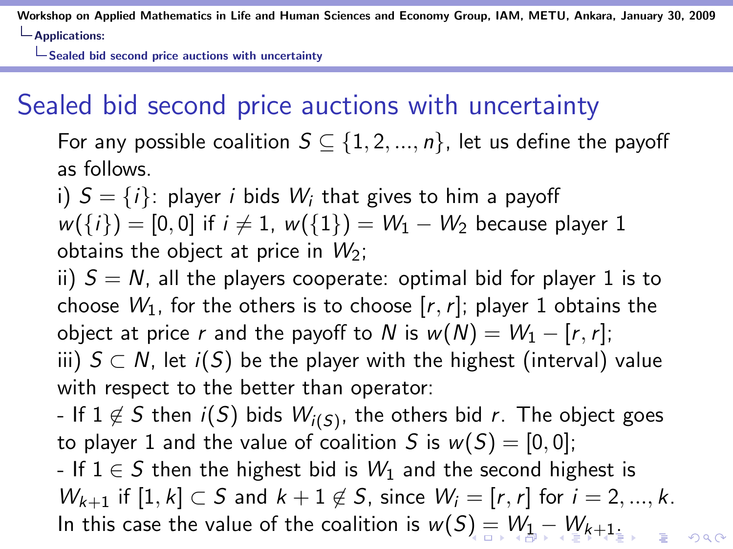# Sealed bid second price auctions with uncertainty

For any possible coalition $S \subseteq \{1, 2, ..., n\}$, let us define the payoff as follows.

i) $S = \{i\}$: player $i$ bids $W_i$ that gives to him a payoff $w(\{i\}) = [0, 0]$ if $i \neq 1$, $w(\{1\}) = W_1 - W_2$ because player 1 obtains the object at price in $W_2$;

ii) $S = N$, all the players cooperate: optimal bid for player 1 is to choose $W_1$, for the others is to choose $[r, r]$; player 1 obtains the object at price $r$ and the payoff to $N$ is $w(N) = W_1 - [r, r]$;

iii) $S \subset N$, let $i(S)$ be the player with the highest (interval) value with respect to the better than operator:

- If $1 \notin S$ then $i(S)$ bids $W_{i(S)}$, the others bid $r$. The object goes to player 1 and the value of coalition $S$ is $w(S) = [0, 0]$;
- If $1 \in S$ then the highest bid is $W_1$ and the second highest is $W_{k+1}$ if $[1, k] \subset S$ and $k + 1 \notin S$, since $W_i = [r, r]$ for $i = 2, ..., k$. In this case the value of the coalition is $w(S) = W_1 - W_{k+1}$.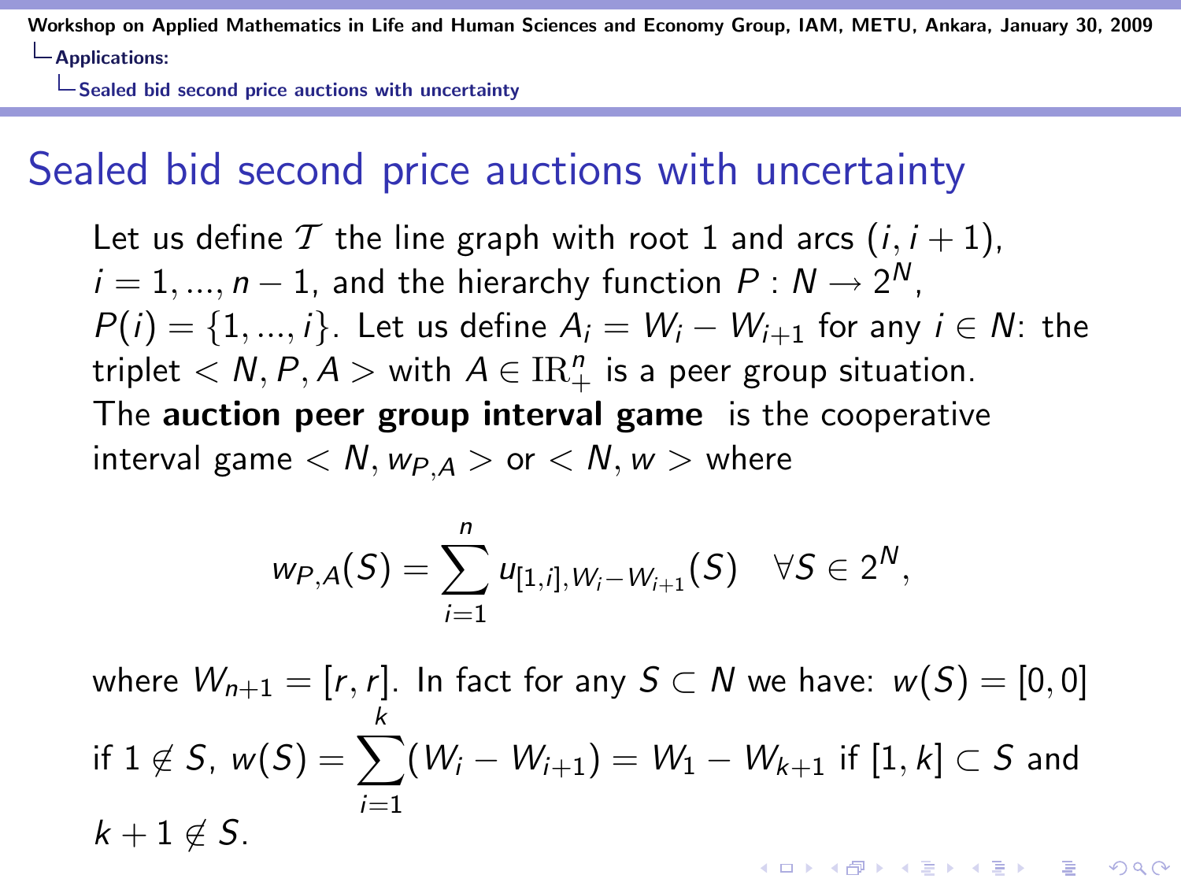# Sealed bid second price auctions with uncertainty

Let us define $\mathcal{T}$ the line graph with root 1 and arcs $(i, i+1)$, $i = 1, ..., n-1$, and the hierarchy function $P : N \to 2^N$, $P(i) = \{1, ..., i\}$. Let us define $A_i = W_i - W_{i+1}$ for any $i \in N$: the triplet $< N, P, A >$ with $A \in \mathrm{IR}^n_+$ is a peer group situation. The **auction peer group interval game** is the cooperative interval game $< N, w_{P,A} >$ or $< N, w >$ where

$$w_{P,A}(S) = \sum_{i=1}^{n} u_{[1,i],W_i - W_{i+1}}(S) \quad \forall S \in 2^N,$$

where $W_{n+1} = [r, r]$. In fact for any $S \subset N$ we have: $w(S) = [0, 0]$ if $1 \notin S$, $w(S) = \sum_{i=1}^{k}(W_i - W_{i+1}) = W_1 - W_{k+1}$ if $[1, k] \subset S$ and $k+1 \notin S$.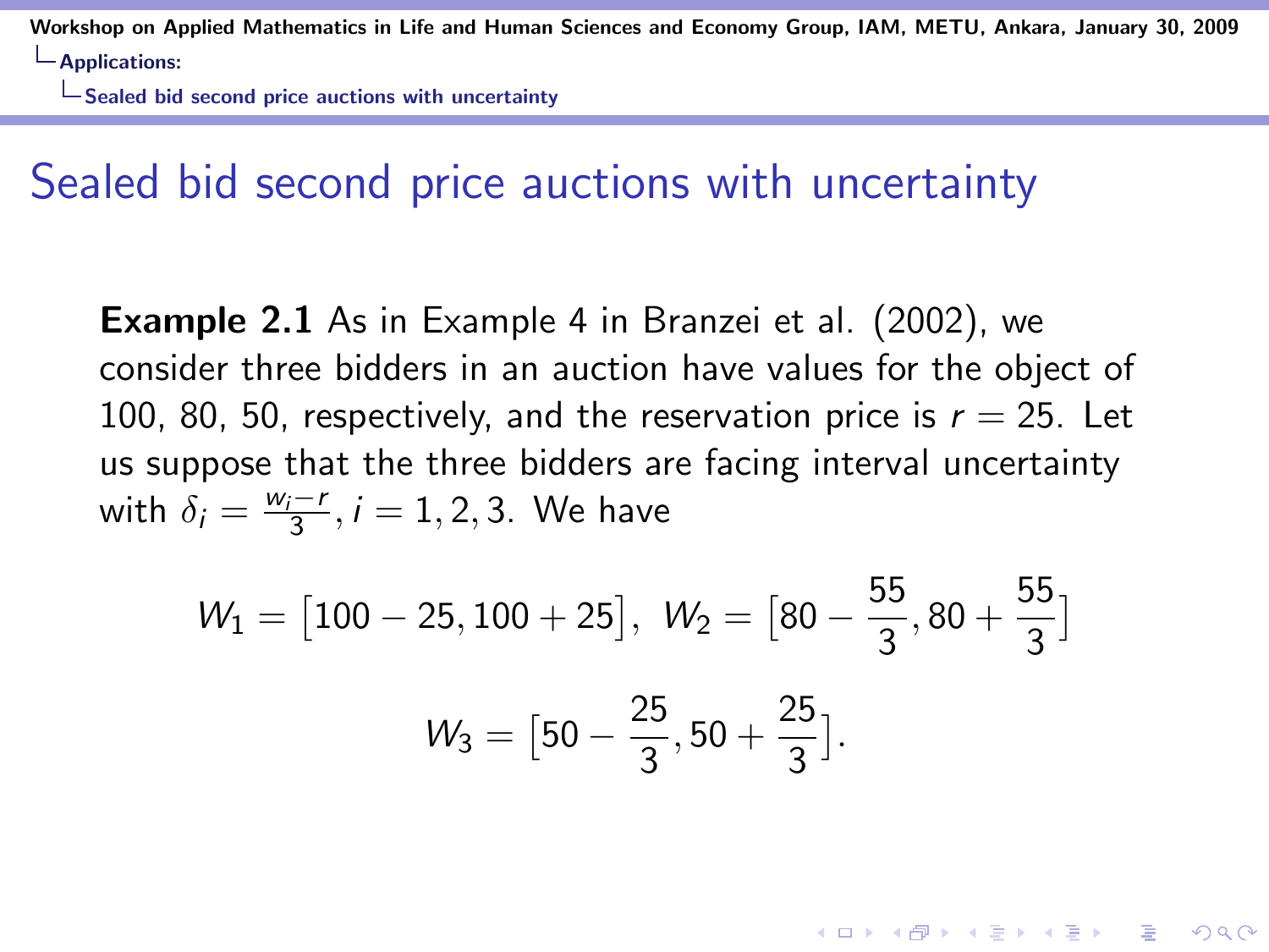# Sealed bid second price auctions with uncertainty

**Example 2.1** As in Example 4 in Branzei et al. (2002), we consider three bidders in an auction have values for the object of 100, 80, 50, respectively, and the reservation price is $r = 25$. Let us suppose that the three bidders are facing interval uncertainty with $\delta_i = \frac{w_i - r}{3}$, $i = 1, 2, 3$. We have

$$W_1 = \left[100 - 25, 100 + 25\right],\ W_2 = \left[80 - \frac{55}{3}, 80 + \frac{55}{3}\right]$$

$$W_3 = \left[50 - \frac{25}{3}, 50 + \frac{25}{3}\right].$$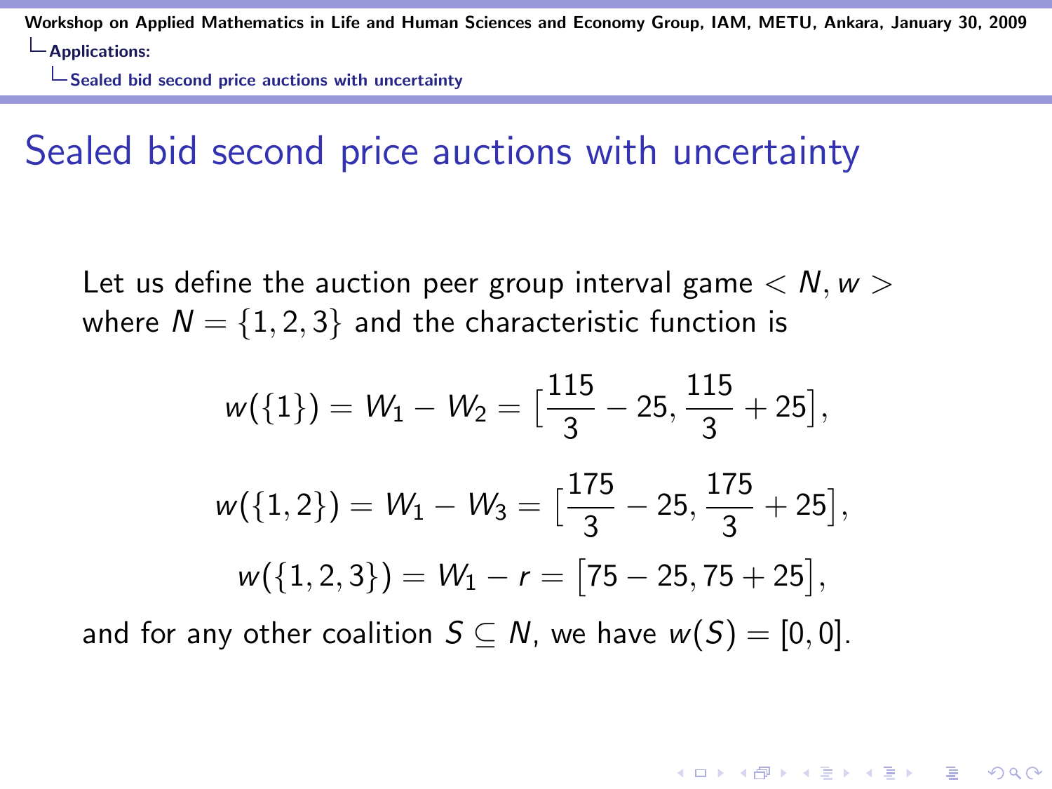# Sealed bid second price auctions with uncertainty

Let us define the auction peer group interval game $< N, w >$ where $N = \{1, 2, 3\}$ and the characteristic function is

$$w(\{1\}) = W_1 - W_2 = \big[\frac{115}{3} - 25, \frac{115}{3} + 25\big],$$

$$w(\{1,2\}) = W_1 - W_3 = \big[\frac{175}{3} - 25, \frac{175}{3} + 25\big],$$

$$w(\{1,2,3\}) = W_1 - r = \big[75 - 25, 75 + 25\big],$$

and for any other coalition $S \subseteq N$, we have $w(S) = [0, 0]$.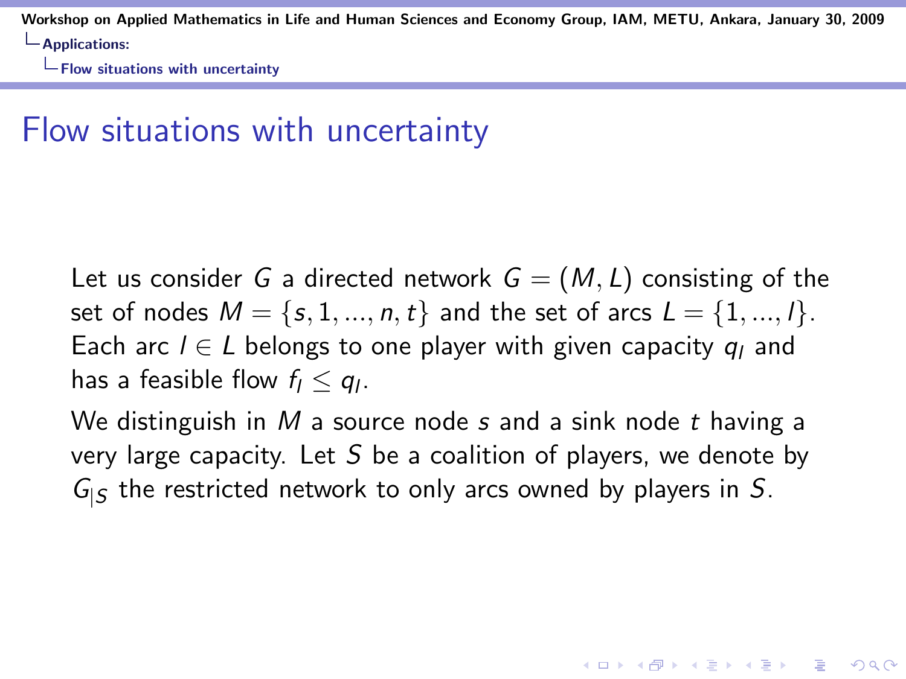# Flow situations with uncertainty

Let us consider $G$ a directed network $G = (M, L)$ consisting of the set of nodes $M = \{s, 1, ..., n, t\}$ and the set of arcs $L = \{1, ..., l\}$. Each arc $l \in L$ belongs to one player with given capacity $q_l$ and has a feasible flow $f_l \leq q_l$.

We distinguish in $M$ a source node $s$ and a sink node $t$ having a very large capacity. Let $S$ be a coalition of players, we denote by $G_{|S}$ the restricted network to only arcs owned by players in $S$.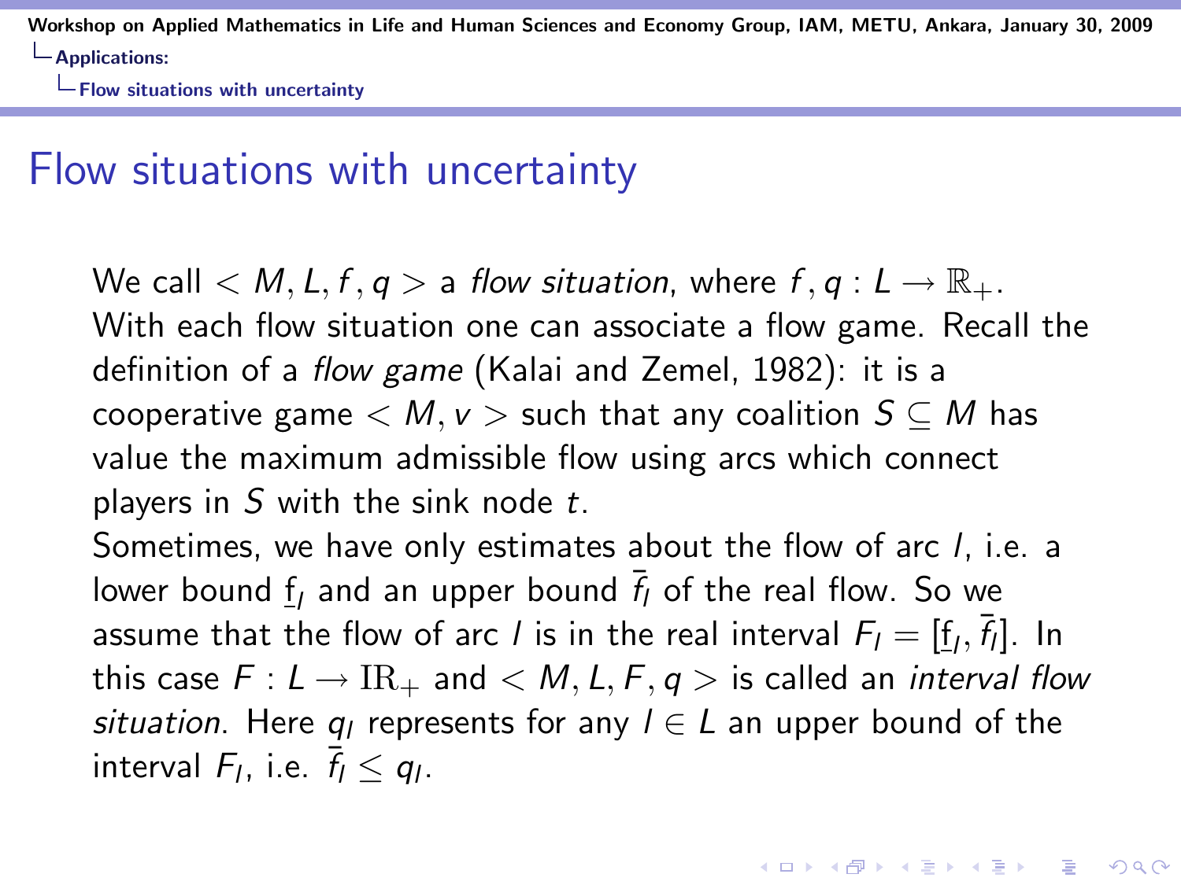# Flow situations with uncertainty

We call $< M, L, f, q >$ a *flow situation*, where $f, q : L \to \mathbb{R}_+$. With each flow situation one can associate a flow game. Recall the definition of a *flow game* (Kalai and Zemel, 1982): it is a cooperative game $< M, v >$ such that any coalition $S \subseteq M$ has value the maximum admissible flow using arcs which connect players in $S$ with the sink node $t$.

Sometimes, we have only estimates about the flow of arc $l$, i.e. a lower bound $\underline{f}_l$ and an upper bound $\bar{f}_l$ of the real flow. So we assume that the flow of arc $l$ is in the real interval $F_l = [\underline{f}_l, \bar{f}_l]$. In this case $F : L \to \mathrm{IR}_+$ and $< M, L, F, q >$ is called an *interval flow situation*. Here $q_l$ represents for any $l \in L$ an upper bound of the interval $F_l$, i.e. $\bar{f}_l \leq q_l$.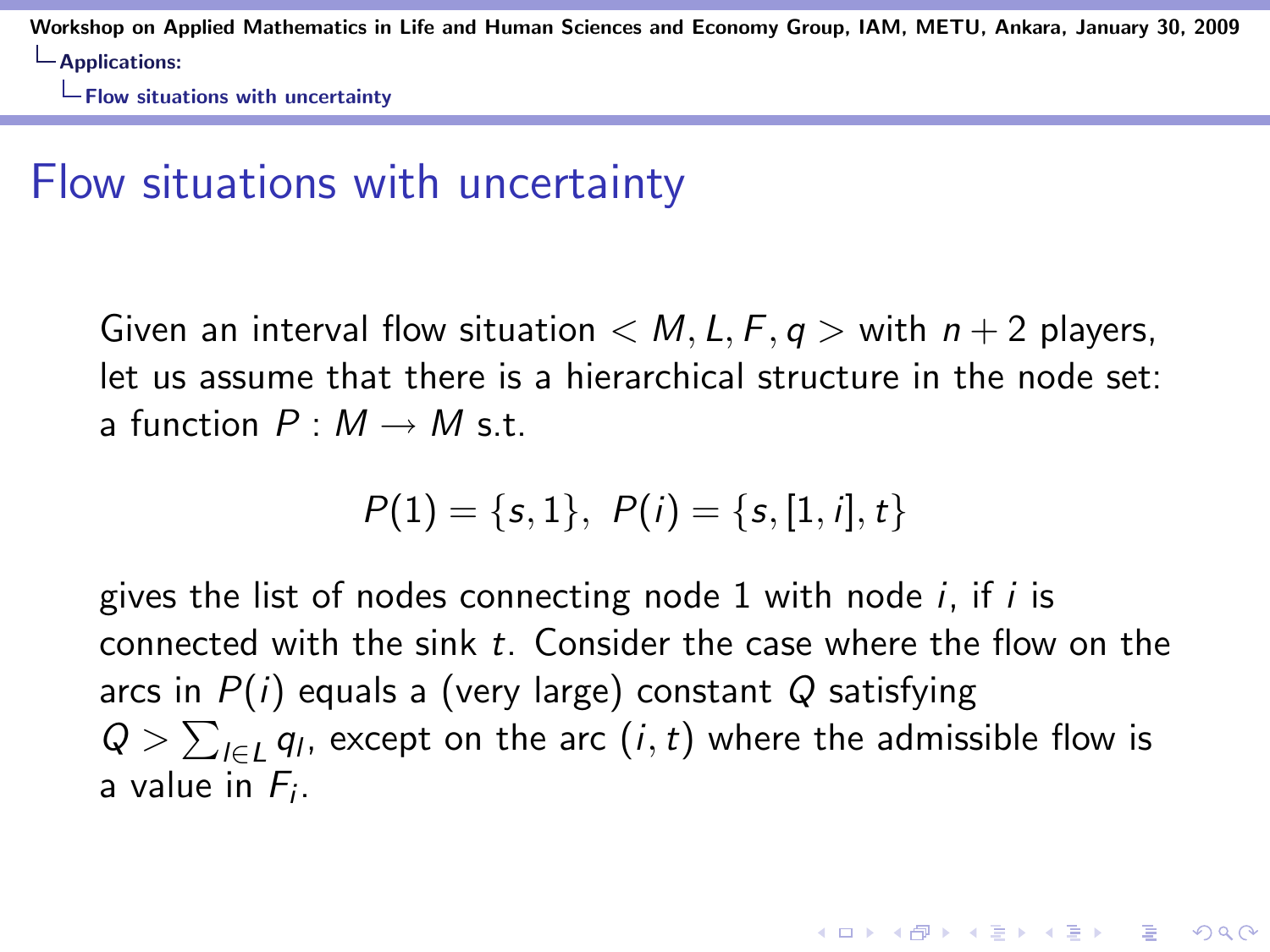# Flow situations with uncertainty

Given an interval flow situation $< M, L, F, q >$ with $n + 2$ players, let us assume that there is a hierarchical structure in the node set: a function $P : M \to M$ s.t.

$$P(1) = \{s, 1\}, \ P(i) = \{s, [1, i], t\}$$

gives the list of nodes connecting node 1 with node $i$, if $i$ is connected with the sink $t$. Consider the case where the flow on the arcs in $P(i)$ equals a (very large) constant $Q$ satisfying $Q > \sum_{l \in L} q_l$, except on the arc $(i, t)$ where the admissible flow is a value in $F_i$.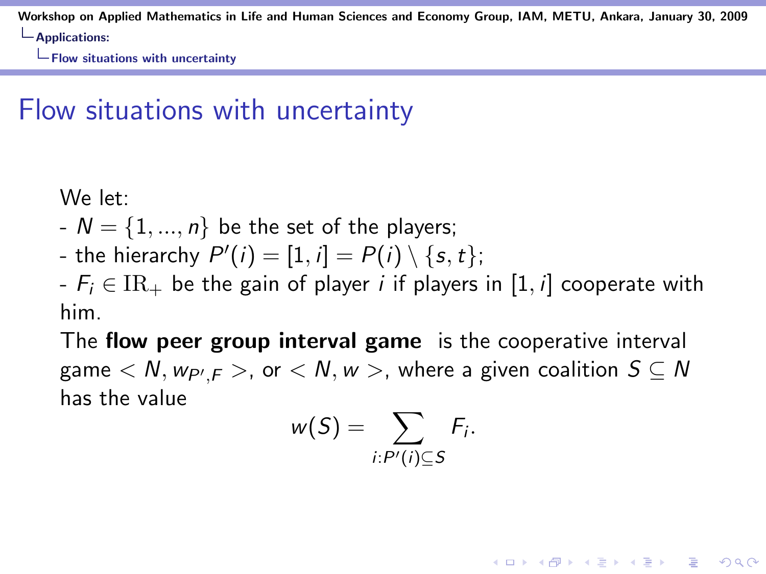# Flow situations with uncertainty

We let:

- $N = \{1, ..., n\}$ be the set of the players;
- the hierarchy $P'(i) = [1, i] = P(i) \setminus \{s, t\}$;
- $F_i \in \mathrm{IR}_+$ be the gain of player $i$ if players in $[1, i]$ cooperate with him.

The **flow peer group interval game** is the cooperative interval game $< N, w_{P',F} >$, or $< N, w >$, where a given coalition $S \subseteq N$ has the value

$$w(S) = \sum_{i:P'(i) \subseteq S} F_i.$$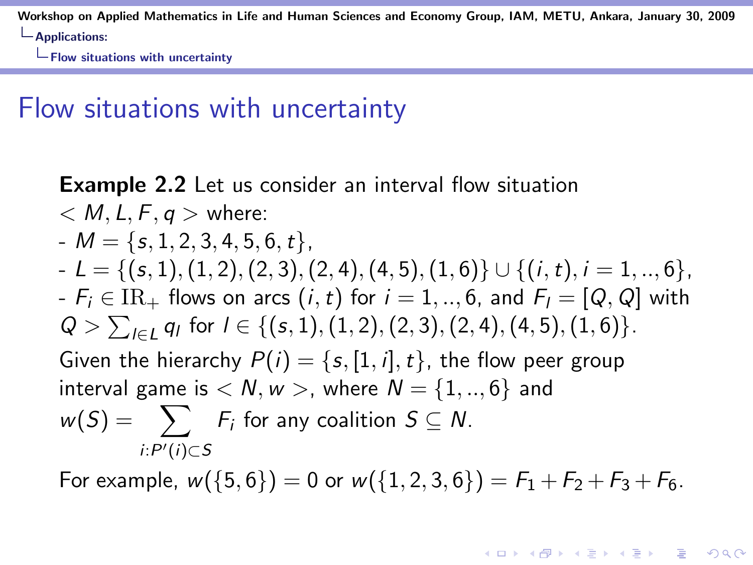# Flow situations with uncertainty

**Example 2.2** Let us consider an interval flow situation $< M, L, F, q >$ where:

- $M = \{s, 1, 2, 3, 4, 5, 6, t\}$,
- $L = \{(s,1), (1,2), (2,3), (2,4), (4,5), (1,6)\} \cup \{(i,t), i = 1,..,6\}$,
- $F_i \in \mathrm{IR}_+$ flows on arcs $(i,t)$ for $i = 1,..,6$, and $F_l = [Q, Q]$ with $Q > \sum_{l \in L} q_l$ for $l \in \{(s,1), (1,2), (2,3), (2,4), (4,5), (1,6)\}$.

Given the hierarchy $P(i) = \{s, [1,i], t\}$, the flow peer group interval game is $< N, w >$, where $N = \{1,..,6\}$ and

$$w(S) = \sum_{i : P'(i) \subset S} F_i \text{ for any coalition } S \subseteq N.$$

For example, $w(\{5,6\}) = 0$ or $w(\{1,2,3,6\}) = F_1 + F_2 + F_3 + F_6$.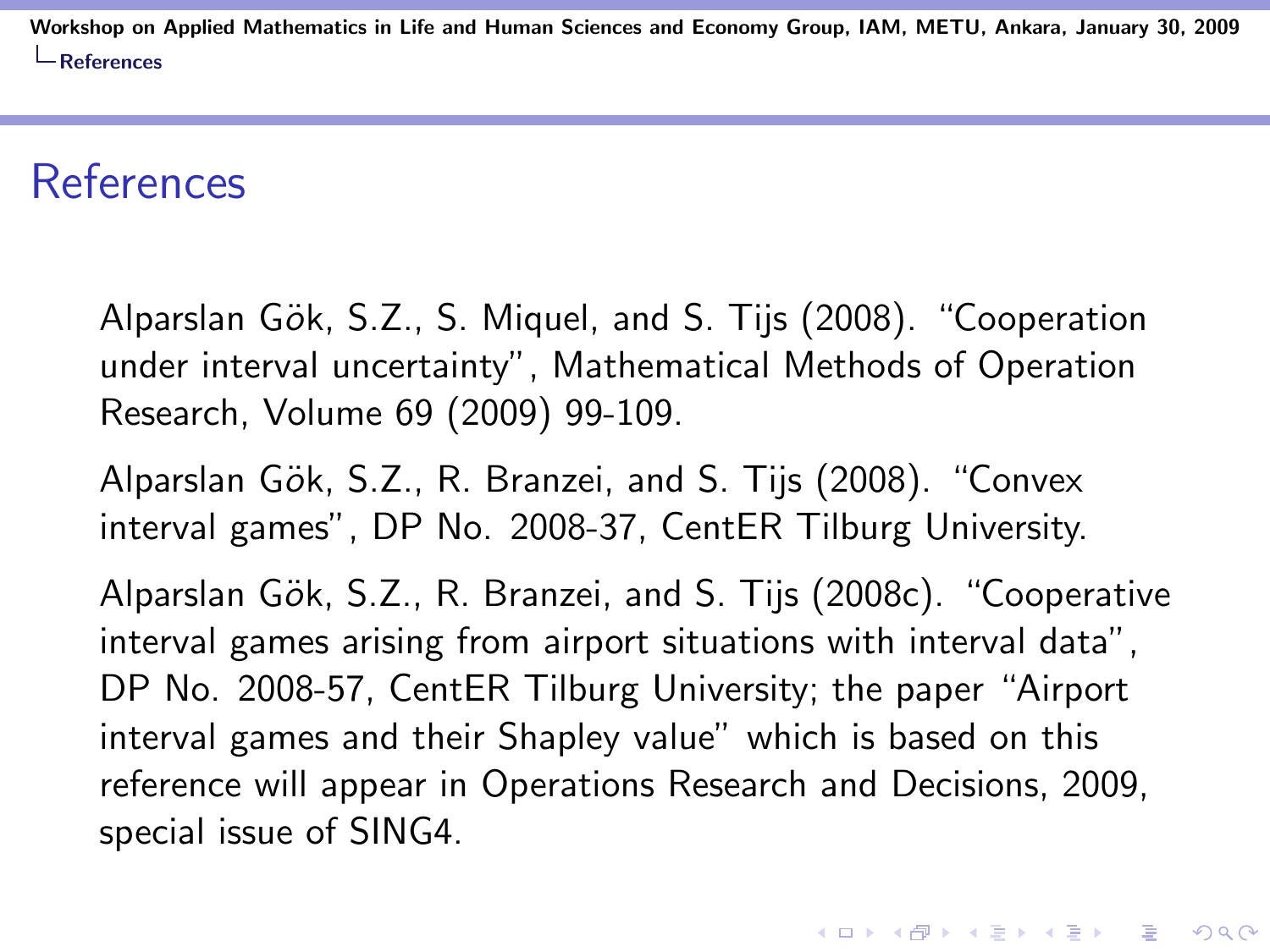# References

Alparslan Gök, S.Z., S. Miquel, and S. Tijs (2008). "Cooperation under interval uncertainty", Mathematical Methods of Operation Research, Volume 69 (2009) 99-109.

Alparslan Gök, S.Z., R. Branzei, and S. Tijs (2008). "Convex interval games", DP No. 2008-37, CentER Tilburg University.

Alparslan Gök, S.Z., R. Branzei, and S. Tijs (2008c). "Cooperative interval games arising from airport situations with interval data", DP No. 2008-57, CentER Tilburg University; the paper "Airport interval games and their Shapley value" which is based on this reference will appear in Operations Research and Decisions, 2009, special issue of SING4.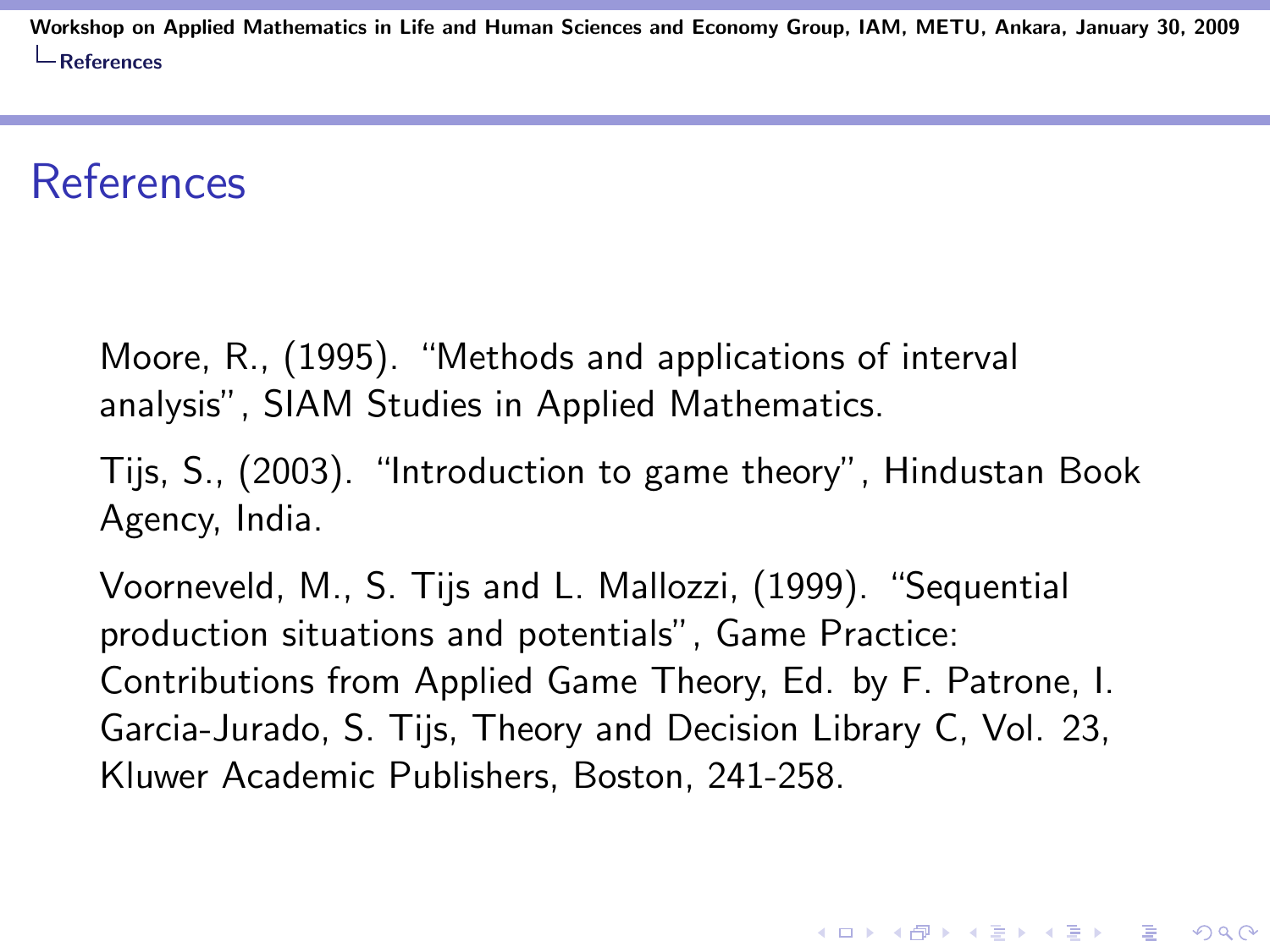# References

Moore, R., (1995). "Methods and applications of interval analysis", SIAM Studies in Applied Mathematics.

Tijs, S., (2003). "Introduction to game theory", Hindustan Book Agency, India.

Voorneveld, M., S. Tijs and L. Mallozzi, (1999). "Sequential production situations and potentials", Game Practice: Contributions from Applied Game Theory, Ed. by F. Patrone, I. Garcia-Jurado, S. Tijs, Theory and Decision Library C, Vol. 23, Kluwer Academic Publishers, Boston, 241-258.